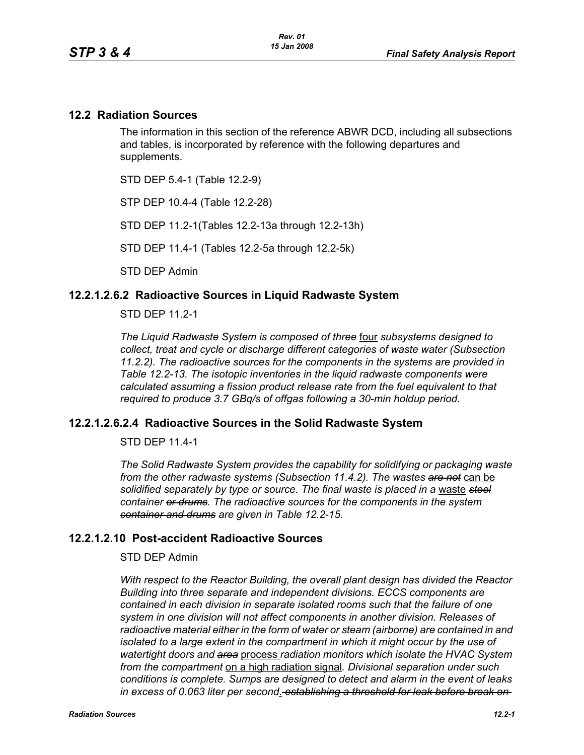## 12.2 Radiation Sources

The information in this section of the reference ABWR DCD, including all subsections and tables, is incorporated by reference with the following departures and supplements.

STD DEP 5.4-1 (Table 12.2-9)

STP DEP 10.4-4 (Table 12.2-28)

STD DEP 11.2-1(Tables 12.2-13a through 12.2-13h)

STD DEP 11.4-1 (Tables 12.2-5a through 12.2-5k)

STD DEP Admin

### 12.2.1.2.6.2 Radioactive Sources in Liquid Radwaste System

STD DEP 11.2-1

*The Liquid Radwaste System is composed of ~~three~~* <u>four</u> *subsystems designed to collect, treat and cycle or discharge different categories of waste water (Subsection 11.2.2). The radioactive sources for the components in the systems are provided in Table 12.2-13. The isotopic inventories in the liquid radwaste components were calculated assuming a fission product release rate from the fuel equivalent to that required to produce 3.7 GBq/s of offgas following a 30-min holdup period.*

### 12.2.1.2.6.2.4 Radioactive Sources in the Solid Radwaste System

STD DEP 11.4-1

*The Solid Radwaste System provides the capability for solidifying or packaging waste from the other radwaste systems (Subsection 11.4.2). The wastes ~~are not~~* <u>can be</u> *solidified separately by type or source. The final waste is placed in a* <u>waste</u> *~~steel~~ container ~~or drums~~. The radioactive sources for the components in the system ~~container and drums~~ are given in Table 12.2-15.*

### 12.2.1.2.10 Post-accident Radioactive Sources

STD DEP Admin

*With respect to the Reactor Building, the overall plant design has divided the Reactor Building into three separate and independent divisions. ECCS components are contained in each division in separate isolated rooms such that the failure of one system in one division will not affect components in another division. Releases of radioactive material either in the form of water or steam (airborne) are contained in and isolated to a large extent in the compartment in which it might occur by the use of watertight doors and ~~area~~* <u>process</u> *radiation monitors which isolate the HVAC System from the compartment* <u>on a high radiation signal</u>*. Divisional separation under such conditions is complete. Sumps are designed to detect and alarm in the event of leaks in excess of 0.063 liter per second*<u>.</u> *~~, establishing a threshold for leak before break on~~*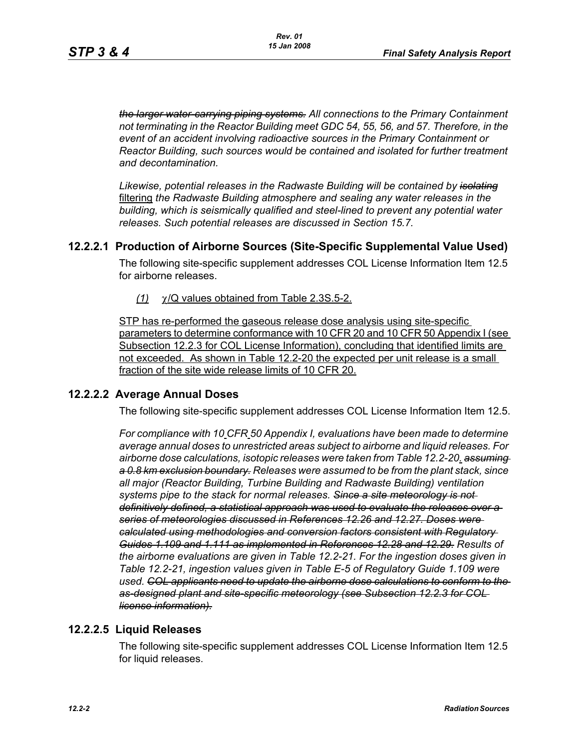~~*the larger water-carrying piping systems.*~~ *All connections to the Primary Containment not terminating in the Reactor Building meet GDC 54, 55, 56, and 57. Therefore, in the event of an accident involving radioactive sources in the Primary Containment or Reactor Building, such sources would be contained and isolated for further treatment and decontamination.*

*Likewise, potential releases in the Radwaste Building will be contained by* ~~*isolating*~~ <u>filtering</u> *the Radwaste Building atmosphere and sealing any water releases in the building, which is seismically qualified and steel-lined to prevent any potential water releases. Such potential releases are discussed in Section 15.7.*

### 12.2.2.1 Production of Airborne Sources (Site-Specific Supplemental Value Used)

The following site-specific supplement addresses COL License Information Item 12.5 for airborne releases.

<u>*(1)*</u> <u>$\chi$/Q values obtained from Table 2.3S.5-2.</u>

<u>STP has re-performed the gaseous release dose analysis using site-specific parameters to determine conformance with 10 CFR 20 and 10 CFR 50 Appendix I (see Subsection 12.2.3 for COL License Information), concluding that identified limits are not exceeded. As shown in Table 12.2-20 the expected per unit release is a small fraction of the site wide release limits of 10 CFR 20.</u>

### 12.2.2.2 Average Annual Doses

The following site-specific supplement addresses COL License Information Item 12.5.

*For compliance with 10 CFR 50 Appendix I, evaluations have been made to determine average annual doses to unrestricted areas subject to airborne and liquid releases. For airborne dose calculations, isotopic releases were taken from Table 12.2-20.* ~~*assuming a 0.8 km exclusion boundary.*~~ *Releases were assumed to be from the plant stack, since all major (Reactor Building, Turbine Building and Radwaste Building) ventilation systems pipe to the stack for normal releases.* ~~*Since a site meteorology is not definitively defined, a statistical approach was used to evaluate the releases over a series of meteorologies discussed in References 12.26 and 12.27. Doses were calculated using methodologies and conversion factors consistent with Regulatory Guides 1.109 and 1.111 as implemented in References 12.28 and 12.29.*~~ *Results of the airborne evaluations are given in Table 12.2-21. For the ingestion doses given in Table 12.2-21, ingestion values given in Table E-5 of Regulatory Guide 1.109 were used.* ~~*COL applicants need to update the airborne dose calculations to conform to the as-designed plant and site-specific meteorology (see Subsection 12.2.3 for COL license information).*~~

### 12.2.2.5 Liquid Releases

The following site-specific supplement addresses COL License Information Item 12.5 for liquid releases.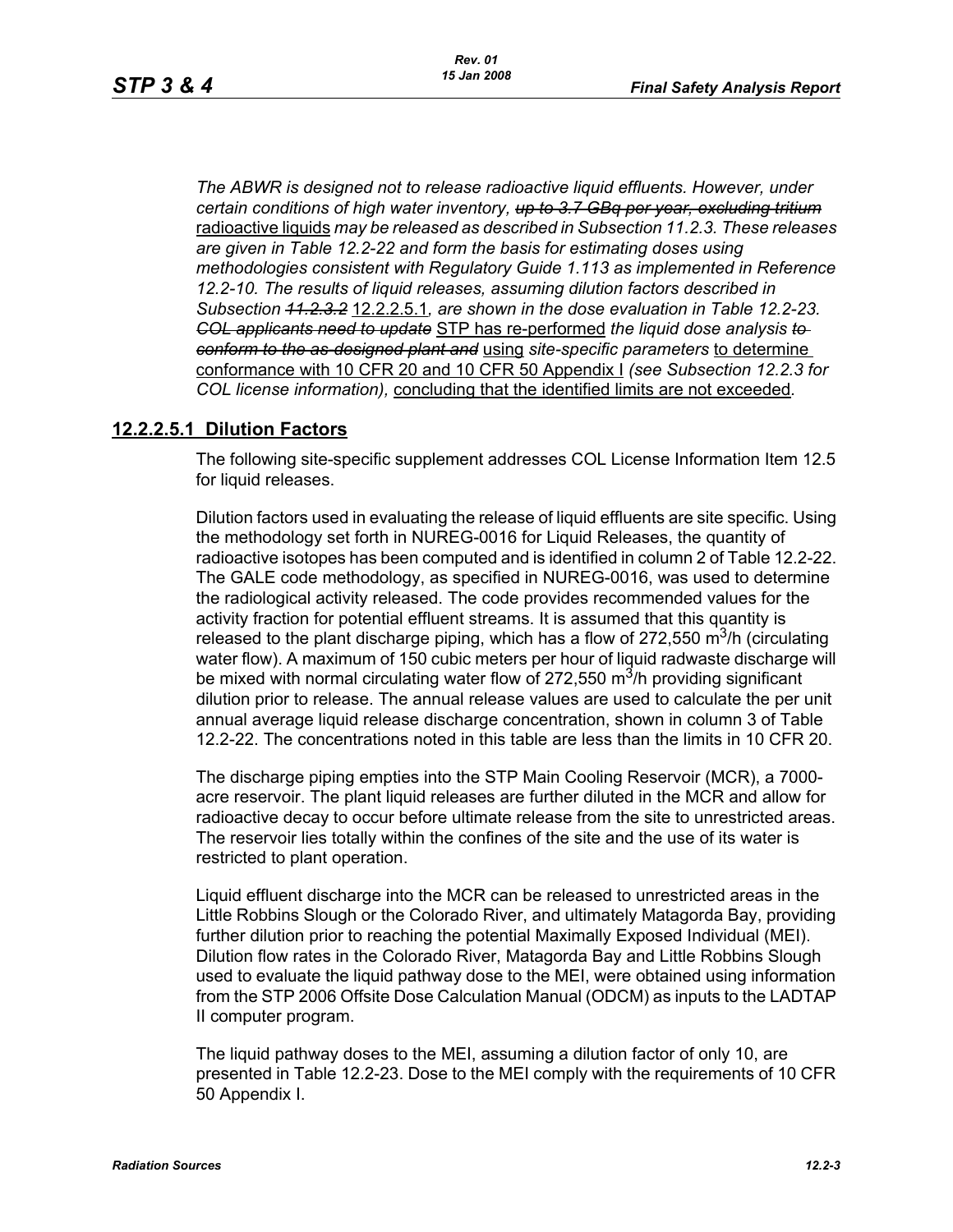*The ABWR is designed not to release radioactive liquid effluents. However, under certain conditions of high water inventory, ~~up to 3.7 GBq per year, excluding tritium~~* <u>radioactive liquids</u> *may be released as described in Subsection 11.2.3. These releases are given in Table 12.2-22 and form the basis for estimating doses using methodologies consistent with Regulatory Guide 1.113 as implemented in Reference 12.2-10. The results of liquid releases, assuming dilution factors described in Subsection ~~11.2.3.2~~* <u>12.2.2.5.1</u>*, are shown in the dose evaluation in Table 12.2-23. ~~COL applicants need to update~~* <u>STP has re-performed</u> *the liquid dose analysis ~~to conform to the as-designed plant and~~* <u>using</u> *site-specific parameters* <u>to determine conformance with 10 CFR 20 and 10 CFR 50 Appendix I</u> *(see Subsection 12.2.3 for COL license information),* <u>concluding that the identified limits are not exceeded</u>*.*

## <u>12.2.2.5.1 Dilution Factors</u>

The following site-specific supplement addresses COL License Information Item 12.5 for liquid releases.

Dilution factors used in evaluating the release of liquid effluents are site specific. Using the methodology set forth in NUREG-0016 for Liquid Releases, the quantity of radioactive isotopes has been computed and is identified in column 2 of Table 12.2-22. The GALE code methodology, as specified in NUREG-0016, was used to determine the radiological activity released. The code provides recommended values for the activity fraction for potential effluent streams. It is assumed that this quantity is released to the plant discharge piping, which has a flow of 272,550 $m^3$/h (circulating water flow). A maximum of 150 cubic meters per hour of liquid radwaste discharge will be mixed with normal circulating water flow of 272,550 $m^3$/h providing significant dilution prior to release. The annual release values are used to calculate the per unit annual average liquid release discharge concentration, shown in column 3 of Table 12.2-22. The concentrations noted in this table are less than the limits in 10 CFR 20.

The discharge piping empties into the STP Main Cooling Reservoir (MCR), a 7000-acre reservoir. The plant liquid releases are further diluted in the MCR and allow for radioactive decay to occur before ultimate release from the site to unrestricted areas. The reservoir lies totally within the confines of the site and the use of its water is restricted to plant operation.

Liquid effluent discharge into the MCR can be released to unrestricted areas in the Little Robbins Slough or the Colorado River, and ultimately Matagorda Bay, providing further dilution prior to reaching the potential Maximally Exposed Individual (MEI). Dilution flow rates in the Colorado River, Matagorda Bay and Little Robbins Slough used to evaluate the liquid pathway dose to the MEI, were obtained using information from the STP 2006 Offsite Dose Calculation Manual (ODCM) as inputs to the LADTAP II computer program.

The liquid pathway doses to the MEI, assuming a dilution factor of only 10, are presented in Table 12.2-23. Dose to the MEI comply with the requirements of 10 CFR 50 Appendix I.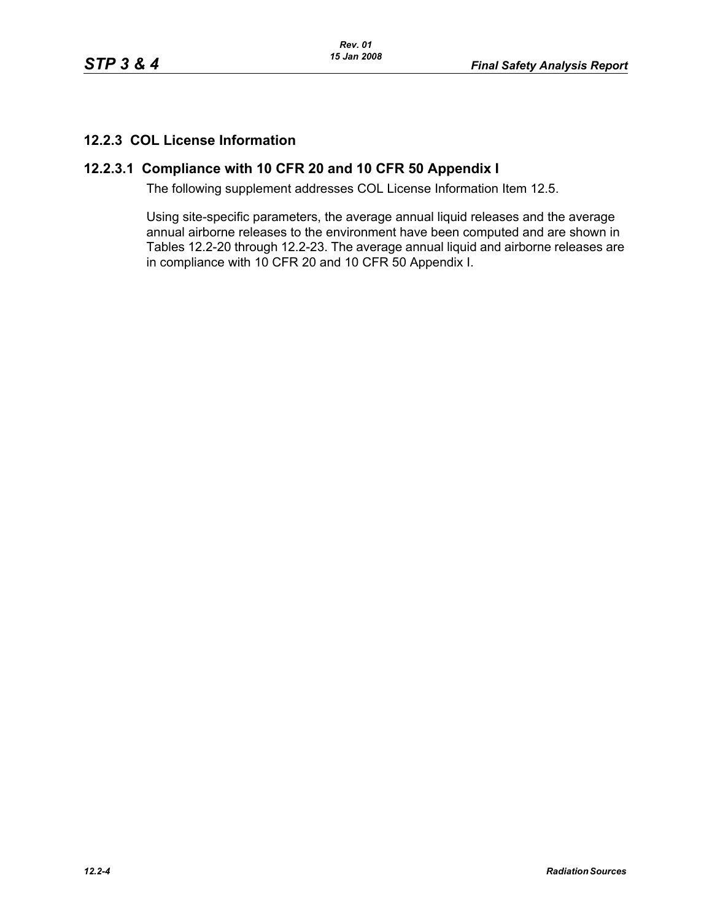## 12.2.3 COL License Information

### 12.2.3.1 Compliance with 10 CFR 20 and 10 CFR 50 Appendix I

The following supplement addresses COL License Information Item 12.5.

Using site-specific parameters, the average annual liquid releases and the average annual airborne releases to the environment have been computed and are shown in Tables 12.2-20 through 12.2-23. The average annual liquid and airborne releases are in compliance with 10 CFR 20 and 10 CFR 50 Appendix I.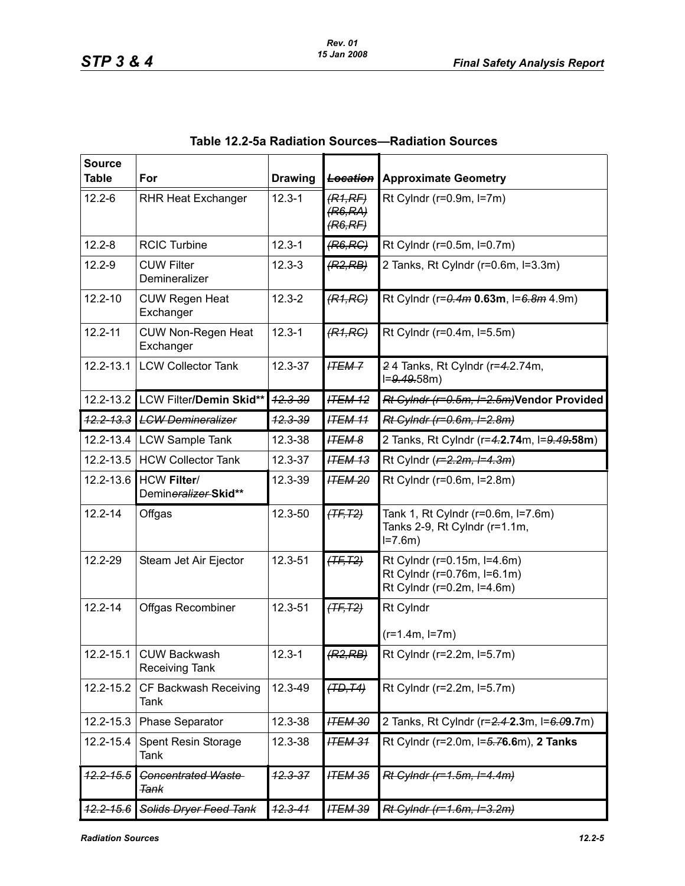## Table 12.2-5a Radiation Sources—Radiation Sources

| Source Table | For | Drawing | ~~*Location*~~ | Approximate Geometry |
|---|---|---|---|---|
| 12.2-6 | RHR Heat Exchanger | 12.3-1 | ~~*(R1,RF)*~~ ~~*(R6,RA)*~~ ~~*(R6,RF)*~~ | Rt Cylndr (r=0.9m, l=7m) |
| 12.2-8 | RCIC Turbine | 12.3-1 | ~~*(R6,RC)*~~ | Rt Cylndr (r=0.5m, l=0.7m) |
| 12.2-9 | CUW Filter Demineralizer | 12.3-3 | ~~*(R2,RB)*~~ | 2 Tanks, Rt Cylndr (r=0.6m, l=3.3m) |
| 12.2-10 | CUW Regen Heat Exchanger | 12.3-2 | ~~*(R1,RC)*~~ | Rt Cylndr (r=~~*0.4m*~~ **0.63m**, l=~~*6.8m*~~ 4.9m) |
| 12.2-11 | CUW Non-Regen Heat Exchanger | 12.3-1 | ~~*(R1,RC)*~~ | Rt Cylndr (r=0.4m, l=5.5m) |
| 12.2-13.1 | LCW Collector Tank | 12.3-37 | ~~*ITEM 7*~~ | ~~2~~ 4 Tanks, Rt Cylndr (r=~~*4.*~~2.74m, l=~~*9.49.*~~58m) |
| 12.2-13.2 | LCW Filter**/Demin Skid**** | ~~*12.3-39*~~ | ~~*ITEM 12*~~ | ~~*Rt Cylndr (r=0.5m, l=2.5m)*~~**Vendor Provided** |
| ~~*12.2-13.3*~~ | ~~*LCW Demineralizer*~~ | ~~*12.3-39*~~ | ~~*ITEM 11*~~ | ~~*Rt Cylndr (r=0.6m, l=2.8m)*~~ |
| 12.2-13.4 | LCW Sample Tank | 12.3-38 | ~~*ITEM 8*~~ | 2 Tanks, Rt Cylndr (r=~~*4.*~~**2.74**m, l=~~*9.49*~~**.58m**) |
| 12.2-13.5 | HCW Collector Tank | 12.3-37 | ~~*ITEM 13*~~ | Rt Cylndr (~~*r=2.2m, l=4.3m*~~) |
| 12.2-13.6 | HCW **Filter**/ Demin~~*eralizer*~~ **Skid**** | 12.3-39 | ~~*ITEM 20*~~ | Rt Cylndr (r=0.6m, l=2.8m) |
| 12.2-14 | Offgas | 12.3-50 | ~~*(TF,T2)*~~ | Tank 1, Rt Cylndr (r=0.6m, l=7.6m) Tanks 2-9, Rt Cylndr (r=1.1m, l=7.6m) |
| 12.2-29 | Steam Jet Air Ejector | 12.3-51 | ~~*(TF,T2)*~~ | Rt Cylndr (r=0.15m, l=4.6m) Rt Cylndr (r=0.76m, l=6.1m) Rt Cylndr (r=0.2m, l=4.6m) |
| 12.2-14 | Offgas Recombiner | 12.3-51 | ~~*(TF,T2)*~~ | Rt Cylndr (r=1.4m, l=7m) |
| 12.2-15.1 | CUW Backwash Receiving Tank | 12.3-1 | ~~*(R2,RB)*~~ | Rt Cylndr (r=2.2m, l=5.7m) |
| 12.2-15.2 | CF Backwash Receiving Tank | 12.3-49 | ~~*(TD,T4)*~~ | Rt Cylndr (r=2.2m, l=5.7m) |
| 12.2-15.3 | Phase Separator | 12.3-38 | ~~*ITEM 30*~~ | 2 Tanks, Rt Cylndr (r=~~*2.4*~~ **2.3**m, l=~~*6.0*~~**9.7**m) |
| 12.2-15.4 | Spent Resin Storage Tank | 12.3-38 | ~~*ITEM 31*~~ | Rt Cylndr (r=2.0m, l=~~*5.7*~~**6.6**m), **2 Tanks** |
| ~~*12.2-15.5*~~ | ~~*Concentrated Waste Tank*~~ | ~~*12.3-37*~~ | ~~*ITEM 35*~~ | ~~*Rt Cylndr (r=1.5m, l=4.4m)*~~ |
| ~~*12.2-15.6*~~ | ~~*Solids Dryer Feed Tank*~~ | ~~*12.3-41*~~ | ~~*ITEM 39*~~ | ~~*Rt Cylndr (r=1.6m, l=3.2m)*~~ |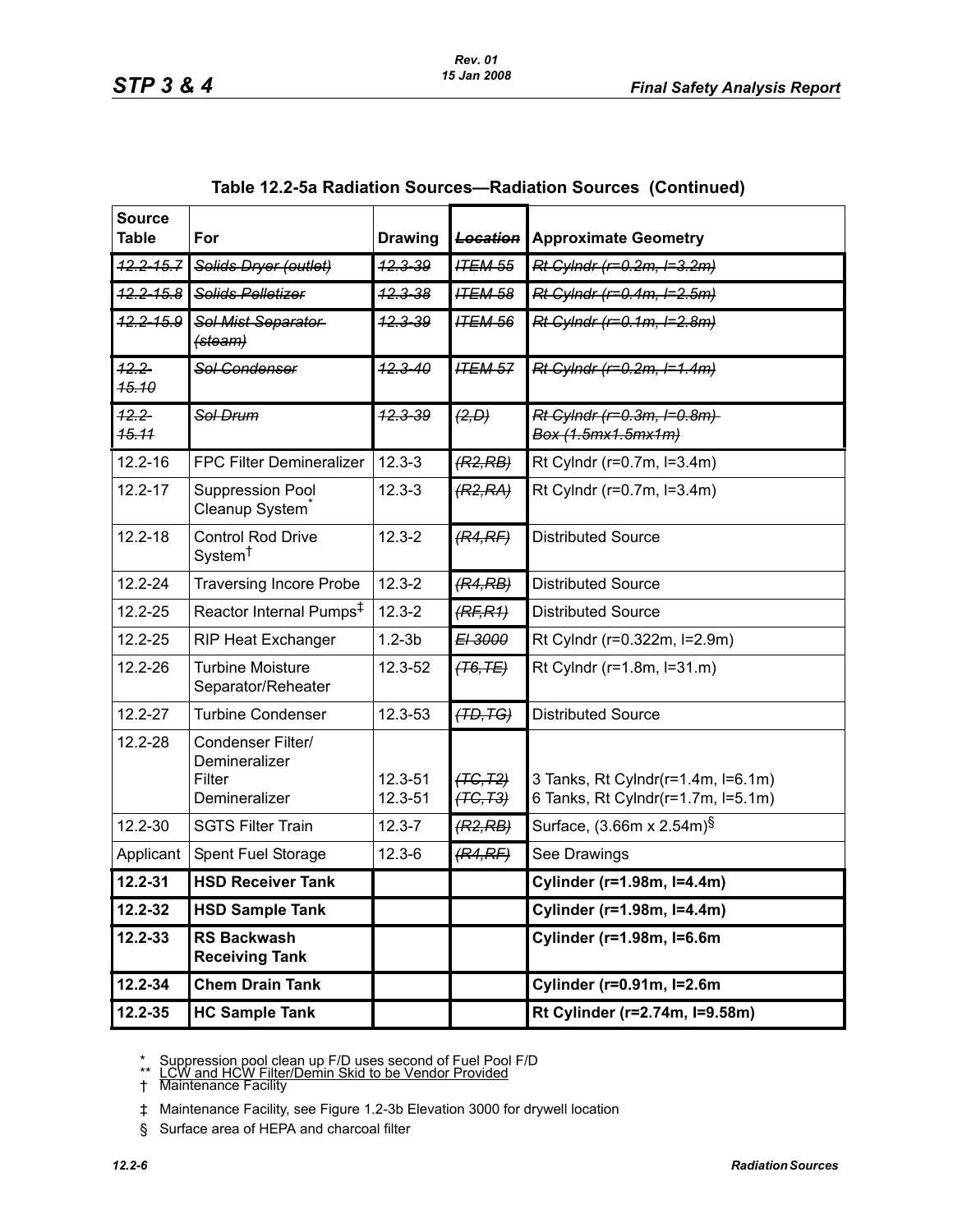## Table 12.2-5a Radiation Sources—Radiation Sources (Continued)

| Source Table | For | Drawing | ~~Location~~ | Approximate Geometry |
|---|---|---|---|---|
| ~~12.2-15.7~~ | ~~Solids Dryer (outlet)~~ | ~~12.3-39~~ | ~~ITEM 55~~ | ~~Rt Cylndr (r=0.2m, l=3.2m)~~ |
| ~~12.2-15.8~~ | ~~Solids Pelletizer~~ | ~~12.3-38~~ | ~~ITEM 58~~ | ~~Rt Cylndr (r=0.4m, l=2.5m)~~ |
| ~~12.2-15.9~~ | ~~Sol Mist Separator (steam)~~ | ~~12.3-39~~ | ~~ITEM 56~~ | ~~Rt Cylndr (r=0.1m, l=2.8m)~~ |
| ~~12.2-15.10~~ | ~~Sol Condenser~~ | ~~12.3-40~~ | ~~ITEM 57~~ | ~~Rt Cylndr (r=0.2m, l=1.4m)~~ |
| ~~12.2-15.11~~ | ~~Sol Drum~~ | ~~12.3-39~~ | ~~(2,D)~~ | ~~Rt Cylndr (r=0.3m, l=0.8m) Box (1.5mx1.5mx1m)~~ |
| 12.2-16 | FPC Filter Demineralizer | 12.3-3 | ~~(R2,RB)~~ | Rt Cylndr (r=0.7m, l=3.4m) |
| 12.2-17 | Suppression Pool Cleanup System* | 12.3-3 | ~~(R2,RA)~~ | Rt Cylndr (r=0.7m, l=3.4m) |
| 12.2-18 | Control Rod Drive System† | 12.3-2 | ~~(R4,RF)~~ | Distributed Source |
| 12.2-24 | Traversing Incore Probe | 12.3-2 | ~~(R4,RB)~~ | Distributed Source |
| 12.2-25 | Reactor Internal Pumps‡ | 12.3-2 | ~~(RF,R1)~~ | Distributed Source |
| 12.2-25 | RIP Heat Exchanger | 1.2-3b | ~~El 3000~~ | Rt Cylndr (r=0.322m, l=2.9m) |
| 12.2-26 | Turbine Moisture Separator/Reheater | 12.3-52 | ~~(T6,TE)~~ | Rt Cylndr (r=1.8m, l=31.m) |
| 12.2-27 | Turbine Condenser | 12.3-53 | ~~(TD,TG)~~ | Distributed Source |
| 12.2-28 | Condenser Filter/ Demineralizer<br>Filter<br>Demineralizer | <br><br>12.3-51<br>12.3-51 | <br><br>~~(TC,T2)~~<br>~~(TC,T3)~~ | <br><br>3 Tanks, Rt Cylndr(r=1.4m, l=6.1m)<br>6 Tanks, Rt Cylndr(r=1.7m, l=5.1m) |
| 12.2-30 | SGTS Filter Train | 12.3-7 | ~~(R2,RB)~~ | Surface, (3.66m x 2.54m)§ |
| Applicant | Spent Fuel Storage | 12.3-6 | ~~(R4,RF)~~ | See Drawings |
| **12.2-31** | **HSD Receiver Tank** | | | **Cylinder (r=1.98m, l=4.4m)** |
| **12.2-32** | **HSD Sample Tank** | | | **Cylinder (r=1.98m, l=4.4m)** |
| **12.2-33** | **RS Backwash Receiving Tank** | | | **Cylinder (r=1.98m, l=6.6m** |
| **12.2-34** | **Chem Drain Tank** | | | **Cylinder (r=0.91m, l=2.6m** |
| **12.2-35** | **HC Sample Tank** | | | **Rt Cylinder (r=2.74m, l=9.58m)** |

\* Suppression pool clean up F/D uses second of Fuel Pool F/D
\*\* LCW and HCW Filter/Demin Skid to be Vendor Provided
† Maintenance Facility

‡ Maintenance Facility, see Figure 1.2-3b Elevation 3000 for drywell location

§ Surface area of HEPA and charcoal filter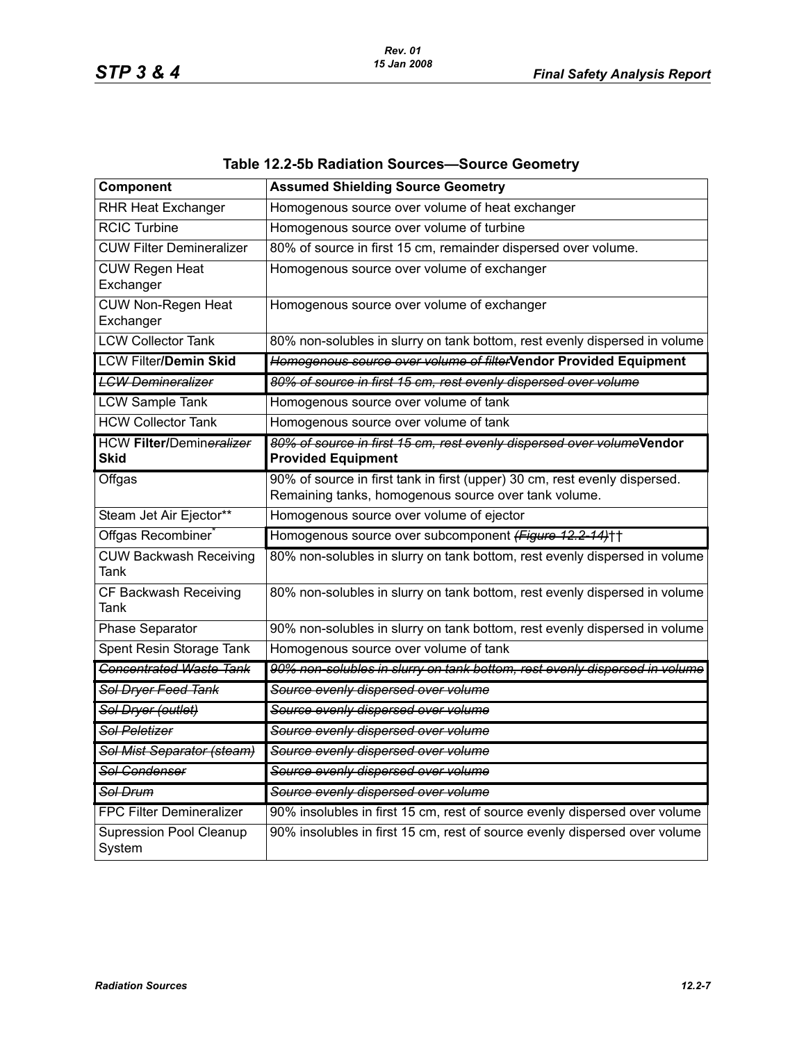## Table 12.2-5b Radiation Sources—Source Geometry

| Component | Assumed Shielding Source Geometry |
|---|---|
| RHR Heat Exchanger | Homogenous source over volume of heat exchanger |
| RCIC Turbine | Homogenous source over volume of turbine |
| CUW Filter Demineralizer | 80% of source in first 15 cm, remainder dispersed over volume. |
| CUW Regen Heat Exchanger | Homogenous source over volume of exchanger |
| CUW Non-Regen Heat Exchanger | Homogenous source over volume of exchanger |
| LCW Collector Tank | 80% non-solubles in slurry on tank bottom, rest evenly dispersed in volume |
| LCW Filter**/Demin Skid** | ~~*Homogenous source over volume of filter*~~**Vendor Provided Equipment** |
| ~~*LCW Demineralizer*~~ | ~~*80% of source in first 15 cm, rest evenly dispersed over volume*~~ |
| LCW Sample Tank | Homogenous source over volume of tank |
| HCW Collector Tank | Homogenous source over volume of tank |
| HCW **Filter/**Demin~~*eralizer*~~ **Skid** | ~~*80% of source in first 15 cm, rest evenly dispersed over volume*~~**Vendor Provided Equipment** |
| Offgas | 90% of source in first tank in first (upper) 30 cm, rest evenly dispersed. Remaining tanks, homogenous source over tank volume. |
| Steam Jet Air Ejector** | Homogenous source over volume of ejector |
| Offgas Recombiner* | Homogenous source over subcomponent ~~*(Figure 12.2-14)*~~†† |
| CUW Backwash Receiving Tank | 80% non-solubles in slurry on tank bottom, rest evenly dispersed in volume |
| CF Backwash Receiving Tank | 80% non-solubles in slurry on tank bottom, rest evenly dispersed in volume |
| Phase Separator | 90% non-solubles in slurry on tank bottom, rest evenly dispersed in volume |
| Spent Resin Storage Tank | Homogenous source over volume of tank |
| ~~*Concentrated Waste Tank*~~ | ~~*90% non-solubles in slurry on tank bottom, rest evenly dispersed in volume*~~ |
| ~~*Sol Dryer Feed Tank*~~ | ~~*Source evenly dispersed over volume*~~ |
| ~~*Sol Dryer (outlet)*~~ | ~~*Source evenly dispersed over volume*~~ |
| ~~*Sol Peletizer*~~ | ~~*Source evenly dispersed over volume*~~ |
| ~~*Sol Mist Separator (steam)*~~ | ~~*Source evenly dispersed over volume*~~ |
| ~~*Sol Condenser*~~ | ~~*Source evenly dispersed over volume*~~ |
| ~~*Sol Drum*~~ | ~~*Source evenly dispersed over volume*~~ |
| FPC Filter Demineralizer | 90% insolubles in first 15 cm, rest of source evenly dispersed over volume |
| Supression Pool Cleanup System | 90% insolubles in first 15 cm, rest of source evenly dispersed over volume |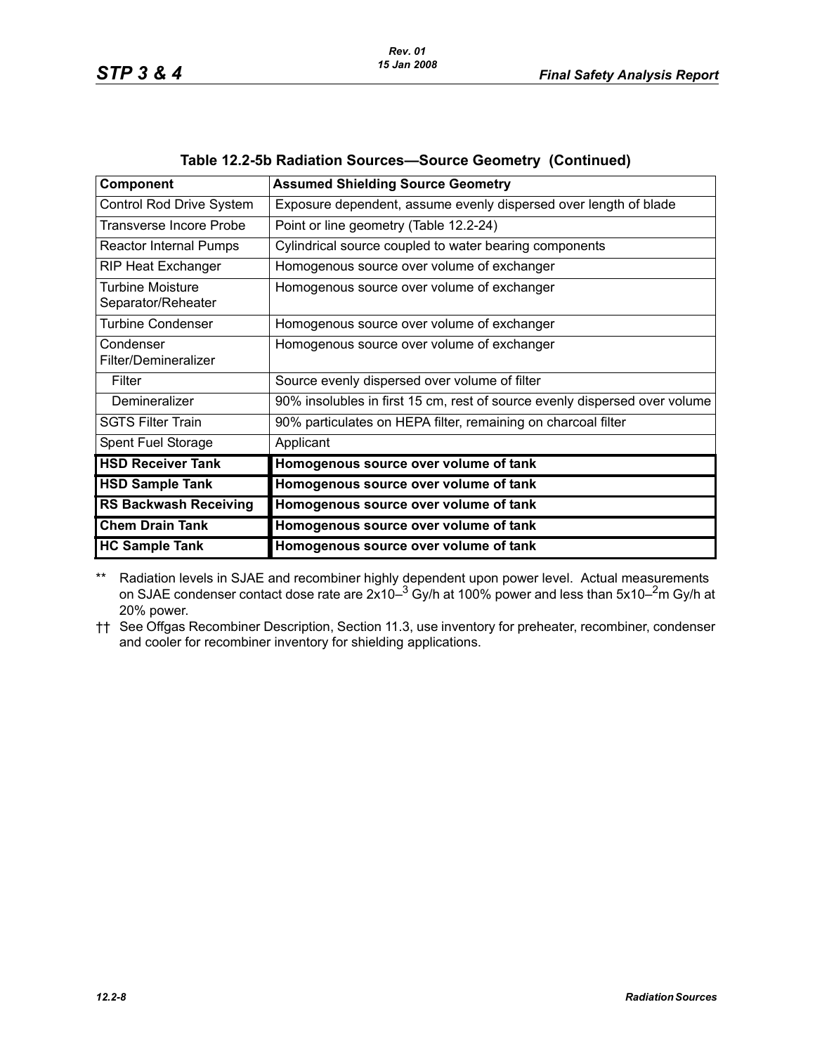**Table 12.2-5b Radiation Sources—Source Geometry (Continued)**

| Component | Assumed Shielding Source Geometry |
|---|---|
| Control Rod Drive System | Exposure dependent, assume evenly dispersed over length of blade |
| Transverse Incore Probe | Point or line geometry (Table 12.2-24) |
| Reactor Internal Pumps | Cylindrical source coupled to water bearing components |
| RIP Heat Exchanger | Homogenous source over volume of exchanger |
| Turbine Moisture Separator/Reheater | Homogenous source over volume of exchanger |
| Turbine Condenser | Homogenous source over volume of exchanger |
| Condenser Filter/Demineralizer | Homogenous source over volume of exchanger |
| Filter | Source evenly dispersed over volume of filter |
| Demineralizer | 90% insolubles in first 15 cm, rest of source evenly dispersed over volume |
| SGTS Filter Train | 90% particulates on HEPA filter, remaining on charcoal filter |
| Spent Fuel Storage | Applicant |
| **HSD Receiver Tank** | **Homogenous source over volume of tank** |
| **HSD Sample Tank** | **Homogenous source over volume of tank** |
| **RS Backwash Receiving** | **Homogenous source over volume of tank** |
| **Chem Drain Tank** | **Homogenous source over volume of tank** |
| **HC Sample Tank** | **Homogenous source over volume of tank** |

** Radiation levels in SJAE and recombiner highly dependent upon power level. Actual measurements on SJAE condenser contact dose rate are $2x10^{-3}$ Gy/h at 100% power and less than $5x10^{-2}$m Gy/h at 20% power.

†† See Offgas Recombiner Description, Section 11.3, use inventory for preheater, recombiner, condenser and cooler for recombiner inventory for shielding applications.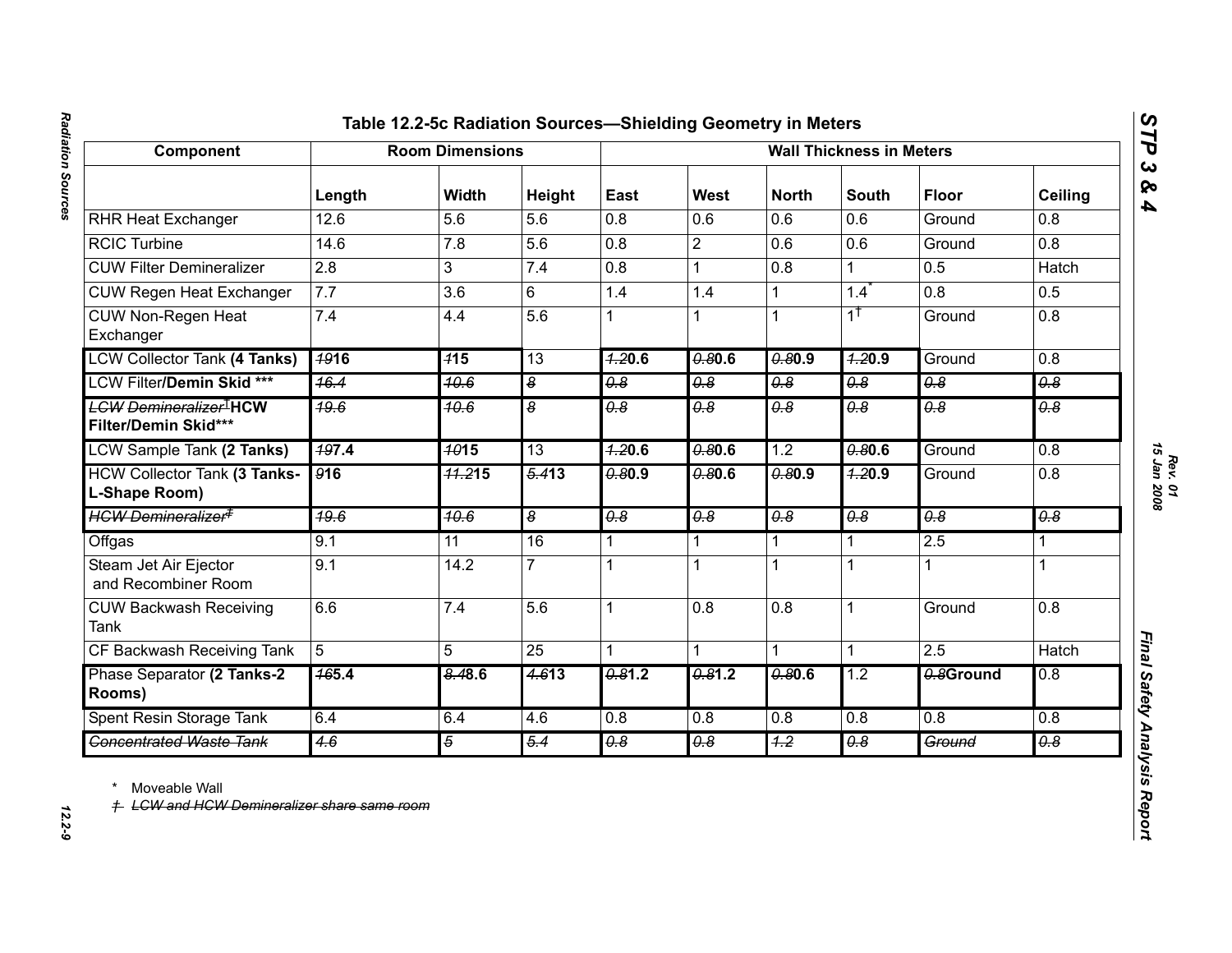# Table 12.2-5c Radiation Sources—Shielding Geometry in Meters

| Component | Room Dimensions | | | Wall Thickness in Meters | | | | | |
|---|---|---|---|---|---|---|---|---|---|
| | Length | Width | Height | East | West | North | South | Floor | Ceiling |
| RHR Heat Exchanger | 12.6 | 5.6 | 5.6 | 0.8 | 0.6 | 0.6 | 0.6 | Ground | 0.8 |
| RCIC Turbine | 14.6 | 7.8 | 5.6 | 0.8 | 2 | 0.6 | 0.6 | Ground | 0.8 |
| CUW Filter Demineralizer | 2.8 | 3 | 7.4 | 0.8 | 1 | 0.8 | 1 | 0.5 | Hatch |
| CUW Regen Heat Exchanger | 7.7 | 3.6 | 6 | 1.4 | 1.4 | 1 | 1.4* | 0.8 | 0.5 |
| CUW Non-Regen Heat Exchanger | 7.4 | 4.4 | 5.6 | 1 | 1 | 1 | 1† | Ground | 0.8 |
| LCW Collector Tank **(4 Tanks)** | ~~19~~**16** | ~~1~~**15** | 13 | ~~1.2~~**0.6** | ~~0.8~~**0.6** | ~~0.8~~**0.9** | ~~1.2~~**0.9** | Ground | 0.8 |
| LCW Filter**/Demin Skid \*\*\*** | ~~16.4~~ | ~~10.6~~ | ~~8~~ | ~~0.8~~ | ~~0.8~~ | ~~0.8~~ | ~~0.8~~ | ~~0.8~~ | ~~0.8~~ |
| ~~LCW Demineralizer~~†**HCW Filter/Demin Skid\*\*\*** | ~~19.6~~ | ~~10.6~~ | ~~8~~ | ~~0.8~~ | ~~0.8~~ | ~~0.8~~ | ~~0.8~~ | ~~0.8~~ | ~~0.8~~ |
| LCW Sample Tank **(2 Tanks)** | ~~19~~**7.4** | ~~10~~**15** | 13 | ~~1.2~~**0.6** | ~~0.8~~**0.6** | 1.2 | ~~0.8~~**0.6** | Ground | 0.8 |
| HCW Collector Tank **(3 Tanks-L-Shape Room)** | ~~9~~**16** | ~~11.2~~**15** | ~~5.4~~**13** | ~~0.8~~**0.9** | ~~0.8~~**0.6** | ~~0.8~~**0.9** | ~~1.2~~**0.9** | Ground | 0.8 |
| ~~HCW Demineralizer‡~~ | ~~19.6~~ | ~~10.6~~ | ~~8~~ | ~~0.8~~ | ~~0.8~~ | ~~0.8~~ | ~~0.8~~ | ~~0.8~~ | ~~0.8~~ |
| Offgas | 9.1 | 11 | 16 | 1 | 1 | 1 | 1 | 2.5 | 1 |
| Steam Jet Air Ejector and Recombiner Room | 9.1 | 14.2 | 7 | 1 | 1 | 1 | 1 | 1 | 1 |
| CUW Backwash Receiving Tank | 6.6 | 7.4 | 5.6 | 1 | 0.8 | 0.8 | 1 | Ground | 0.8 |
| CF Backwash Receiving Tank | 5 | 5 | 25 | 1 | 1 | 1 | 1 | 2.5 | Hatch |
| Phase Separator **(2 Tanks-2 Rooms)** | ~~16~~**5.4** | ~~8.4~~**8.6** | ~~4.6~~**13** | ~~0.8~~**1.2** | ~~0.8~~**1.2** | ~~0.8~~**0.6** | 1.2 | ~~0.8~~**Ground** | 0.8 |
| Spent Resin Storage Tank | 6.4 | 6.4 | 4.6 | 0.8 | 0.8 | 0.8 | 0.8 | 0.8 | 0.8 |
| ~~Concentrated Waste Tank~~ | ~~4.6~~ | ~~5~~ | ~~5.4~~ | ~~0.8~~ | ~~0.8~~ | ~~1.2~~ | ~~0.8~~ | ~~Ground~~ | ~~0.8~~ |

\* Moveable Wall

~~† LCW and HCW Demineralizer share same room~~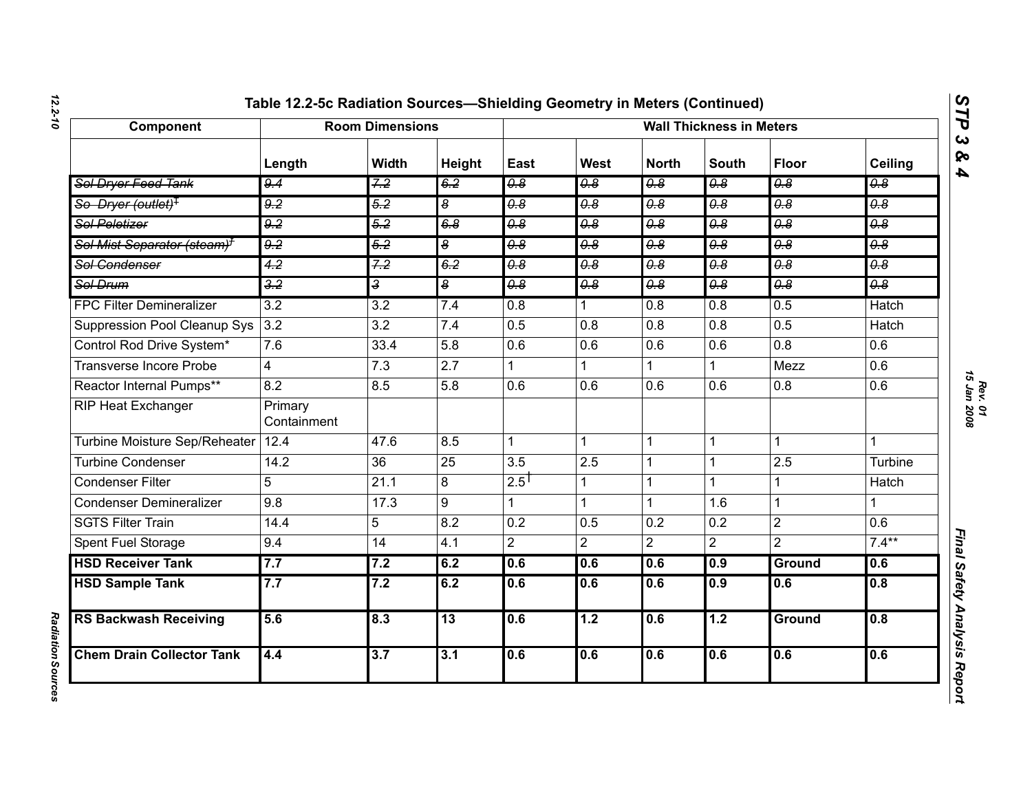### Table 12.2-5c Radiation Sources—Shielding Geometry in Meters (Continued)

| Component | Room Dimensions | | | Wall Thickness in Meters | | | | | |
|---|---|---|---|---|---|---|---|---|---|
| | Length | Width | Height | East | West | North | South | Floor | Ceiling |
| ~~Sol Dryer Feed Tank~~ | ~~9.4~~ | ~~7.2~~ | ~~6.2~~ | ~~0.8~~ | ~~0.8~~ | ~~0.8~~ | ~~0.8~~ | ~~0.8~~ | ~~0.8~~ |
| ~~So Dryer (outlet)‡~~ | ~~9.2~~ | ~~5.2~~ | ~~8~~ | ~~0.8~~ | ~~0.8~~ | ~~0.8~~ | ~~0.8~~ | ~~0.8~~ | ~~0.8~~ |
| ~~Sol Peletizer~~ | ~~9.2~~ | ~~5.2~~ | ~~6.8~~ | ~~0.8~~ | ~~0.8~~ | ~~0.8~~ | ~~0.8~~ | ~~0.8~~ | ~~0.8~~ |
| ~~Sol Mist Separator (steam)‡~~ | ~~9.2~~ | ~~5.2~~ | ~~8~~ | ~~0.8~~ | ~~0.8~~ | ~~0.8~~ | ~~0.8~~ | ~~0.8~~ | ~~0.8~~ |
| ~~Sol Condenser~~ | ~~4.2~~ | ~~7.2~~ | ~~6.2~~ | ~~0.8~~ | ~~0.8~~ | ~~0.8~~ | ~~0.8~~ | ~~0.8~~ | ~~0.8~~ |
| ~~Sol Drum~~ | ~~3.2~~ | ~~3~~ | ~~8~~ | ~~0.8~~ | ~~0.8~~ | ~~0.8~~ | ~~0.8~~ | ~~0.8~~ | ~~0.8~~ |
| FPC Filter Demineralizer | 3.2 | 3.2 | 7.4 | 0.8 | 1 | 0.8 | 0.8 | 0.5 | Hatch |
| Suppression Pool Cleanup Sys | 3.2 | 3.2 | 7.4 | 0.5 | 0.8 | 0.8 | 0.8 | 0.5 | Hatch |
| Control Rod Drive System* | 7.6 | 33.4 | 5.8 | 0.6 | 0.6 | 0.6 | 0.6 | 0.8 | 0.6 |
| Transverse Incore Probe | 4 | 7.3 | 2.7 | 1 | 1 | 1 | 1 | Mezz | 0.6 |
| Reactor Internal Pumps** | 8.2 | 8.5 | 5.8 | 0.6 | 0.6 | 0.6 | 0.6 | 0.8 | 0.6 |
| RIP Heat Exchanger | Primary Containment | | | | | | | | |
| Turbine Moisture Sep/Reheater | 12.4 | 47.6 | 8.5 | 1 | 1 | 1 | 1 | 1 | 1 |
| Turbine Condenser | 14.2 | 36 | 25 | 3.5 | 2.5 | 1 | 1 | 2.5 | Turbine |
| Condenser Filter | 5 | 21.1 | 8 | 2.5† | 1 | 1 | 1 | 1 | Hatch |
| Condenser Demineralizer | 9.8 | 17.3 | 9 | 1 | 1 | 1 | 1.6 | 1 | 1 |
| SGTS Filter Train | 14.4 | 5 | 8.2 | 0.2 | 0.5 | 0.2 | 0.2 | 2 | 0.6 |
| Spent Fuel Storage | 9.4 | 14 | 4.1 | 2 | 2 | 2 | 2 | 2 | 7.4** |
| **HSD Receiver Tank** | **7.7** | **7.2** | **6.2** | **0.6** | **0.6** | **0.6** | **0.9** | **Ground** | **0.6** |
| **HSD Sample Tank** | **7.7** | **7.2** | **6.2** | **0.6** | **0.6** | **0.6** | **0.9** | **0.6** | **0.8** |
| **RS Backwash Receiving** | **5.6** | **8.3** | **13** | **0.6** | **1.2** | **0.6** | **1.2** | **Ground** | **0.8** |
| **Chem Drain Collector Tank** | **4.4** | **3.7** | **3.1** | **0.6** | **0.6** | **0.6** | **0.6** | **0.6** | **0.6** |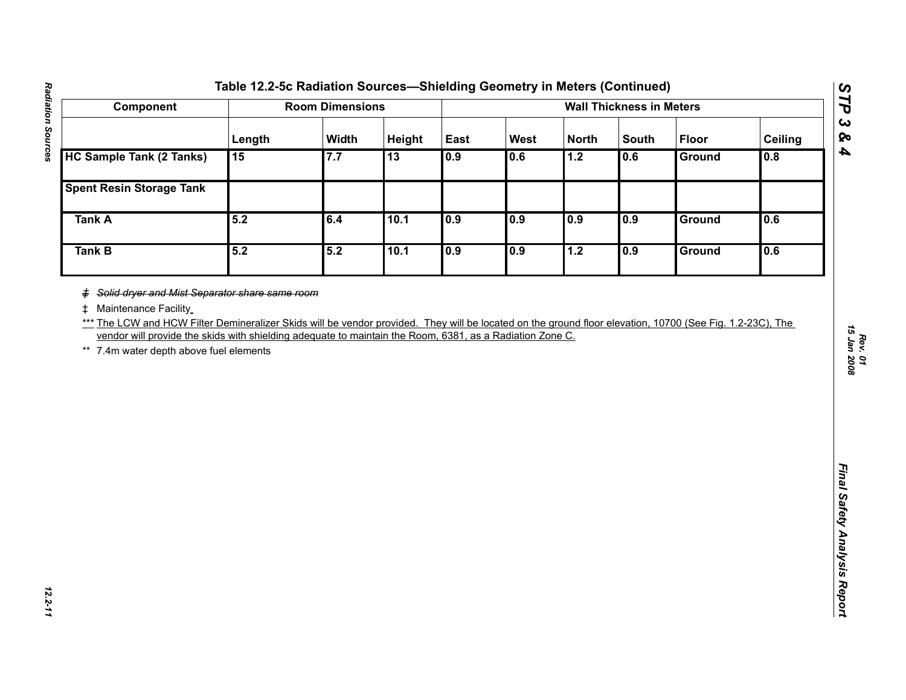## Table 12.2-5c Radiation Sources—Shielding Geometry in Meters (Continued)

| Component | Room Dimensions | | | Wall Thickness in Meters | | | | | |
|---|---|---|---|---|---|---|---|---|---|
| | Length | Width | Height | East | West | North | South | Floor | Ceiling |
| **HC Sample Tank (2 Tanks)** | **15** | **7.7** | **13** | **0.9** | **0.6** | **1.2** | **0.6** | **Ground** | **0.8** |
| **Spent Resin Storage Tank** | | | | | | | | | |
| **Tank A** | **5.2** | **6.4** | **10.1** | **0.9** | **0.9** | **0.9** | **0.9** | **Ground** | **0.6** |
| **Tank B** | **5.2** | **5.2** | **10.1** | **0.9** | **0.9** | **1.2** | **0.9** | **Ground** | **0.6** |

~~‡ *Solid dryer and Mist Separator share same room*~~

‡ Maintenance Facility

*** The LCW and HCW Filter Demineralizer Skids will be vendor provided. They will be located on the ground floor elevation, 10700 (See Fig. 1.2-23C), The vendor will provide the skids with shielding adequate to maintain the Room, 6381, as a Radiation Zone C.

** 7.4m water depth above fuel elements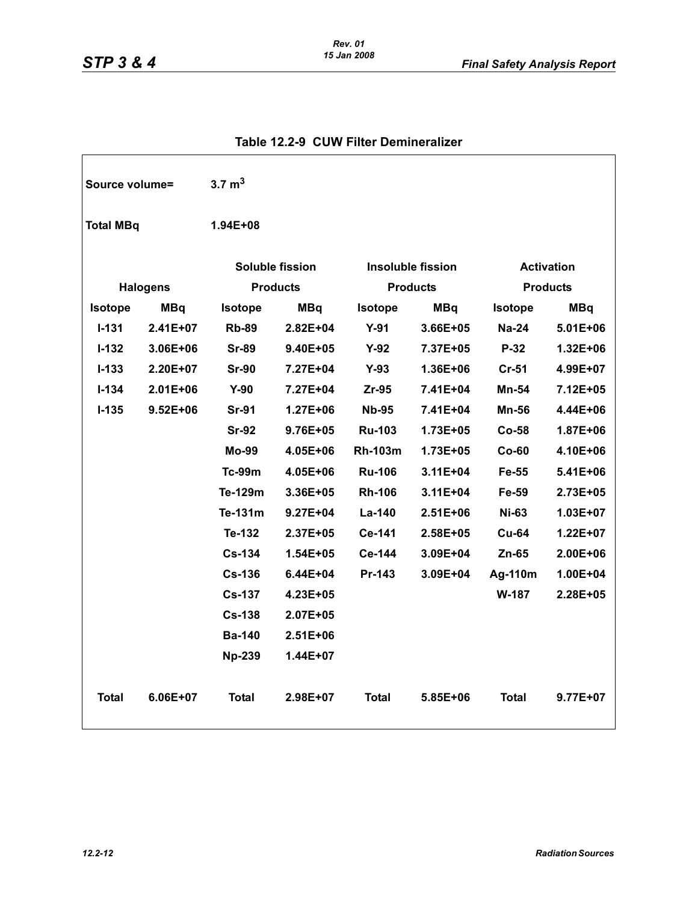## Table 12.2-9 CUW Filter Demineralizer

Source volume= $3.7\ m^3$

Total MBq 1.94E+08

| Halogens | | Soluble fission Products | | Insoluble fission Products | | Activation Products | |
|---|---|---|---|---|---|---|---|
| Isotope | MBq | Isotope | MBq | Isotope | MBq | Isotope | MBq |
| I-131 | 2.41E+07 | Rb-89 | 2.82E+04 | Y-91 | 3.66E+05 | Na-24 | 5.01E+06 |
| I-132 | 3.06E+06 | Sr-89 | 9.40E+05 | Y-92 | 7.37E+05 | P-32 | 1.32E+06 |
| I-133 | 2.20E+07 | Sr-90 | 7.27E+04 | Y-93 | 1.36E+06 | Cr-51 | 4.99E+07 |
| I-134 | 2.01E+06 | Y-90 | 7.27E+04 | Zr-95 | 7.41E+04 | Mn-54 | 7.12E+05 |
| I-135 | 9.52E+06 | Sr-91 | 1.27E+06 | Nb-95 | 7.41E+04 | Mn-56 | 4.44E+06 |
| | | Sr-92 | 9.76E+05 | Ru-103 | 1.73E+05 | Co-58 | 1.87E+06 |
| | | Mo-99 | 4.05E+06 | Rh-103m | 1.73E+05 | Co-60 | 4.10E+06 |
| | | Tc-99m | 4.05E+06 | Ru-106 | 3.11E+04 | Fe-55 | 5.41E+06 |
| | | Te-129m | 3.36E+05 | Rh-106 | 3.11E+04 | Fe-59 | 2.73E+05 |
| | | Te-131m | 9.27E+04 | La-140 | 2.51E+06 | Ni-63 | 1.03E+07 |
| | | Te-132 | 2.37E+05 | Ce-141 | 2.58E+05 | Cu-64 | 1.22E+07 |
| | | Cs-134 | 1.54E+05 | Ce-144 | 3.09E+04 | Zn-65 | 2.00E+06 |
| | | Cs-136 | 6.44E+04 | Pr-143 | 3.09E+04 | Ag-110m | 1.00E+04 |
| | | Cs-137 | 4.23E+05 | | | W-187 | 2.28E+05 |
| | | Cs-138 | 2.07E+05 | | | | |
| | | Ba-140 | 2.51E+06 | | | | |
| | | Np-239 | 1.44E+07 | | | | |
| Total | 6.06E+07 | Total | 2.98E+07 | Total | 5.85E+06 | Total | 9.77E+07 |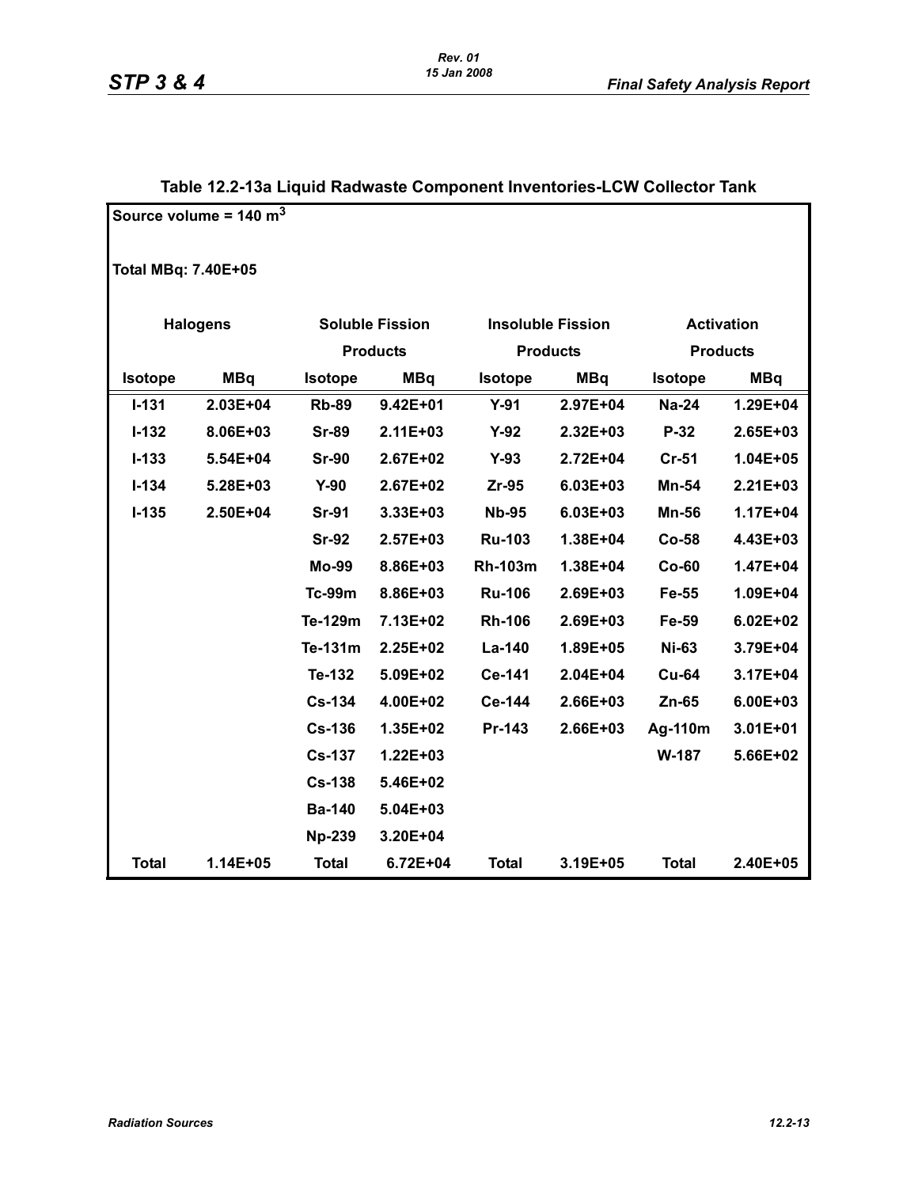## Table 12.2-13a Liquid Radwaste Component Inventories-LCW Collector Tank

Source volume = 140 $m^3$

Total MBq: 7.40E+05

| Halogens | | Soluble Fission Products | | Insoluble Fission Products | | Activation Products | |
|---|---|---|---|---|---|---|---|
| Isotope | MBq | Isotope | MBq | Isotope | MBq | Isotope | MBq |
| I-131 | 2.03E+04 | Rb-89 | 9.42E+01 | Y-91 | 2.97E+04 | Na-24 | 1.29E+04 |
| I-132 | 8.06E+03 | Sr-89 | 2.11E+03 | Y-92 | 2.32E+03 | P-32 | 2.65E+03 |
| I-133 | 5.54E+04 | Sr-90 | 2.67E+02 | Y-93 | 2.72E+04 | Cr-51 | 1.04E+05 |
| I-134 | 5.28E+03 | Y-90 | 2.67E+02 | Zr-95 | 6.03E+03 | Mn-54 | 2.21E+03 |
| I-135 | 2.50E+04 | Sr-91 | 3.33E+03 | Nb-95 | 6.03E+03 | Mn-56 | 1.17E+04 |
| | | Sr-92 | 2.57E+03 | Ru-103 | 1.38E+04 | Co-58 | 4.43E+03 |
| | | Mo-99 | 8.86E+03 | Rh-103m | 1.38E+04 | Co-60 | 1.47E+04 |
| | | Tc-99m | 8.86E+03 | Ru-106 | 2.69E+03 | Fe-55 | 1.09E+04 |
| | | Te-129m | 7.13E+02 | Rh-106 | 2.69E+03 | Fe-59 | 6.02E+02 |
| | | Te-131m | 2.25E+02 | La-140 | 1.89E+05 | Ni-63 | 3.79E+04 |
| | | Te-132 | 5.09E+02 | Ce-141 | 2.04E+04 | Cu-64 | 3.17E+04 |
| | | Cs-134 | 4.00E+02 | Ce-144 | 2.66E+03 | Zn-65 | 6.00E+03 |
| | | Cs-136 | 1.35E+02 | Pr-143 | 2.66E+03 | Ag-110m | 3.01E+01 |
| | | Cs-137 | 1.22E+03 | | | W-187 | 5.66E+02 |
| | | Cs-138 | 5.46E+02 | | | | |
| | | Ba-140 | 5.04E+03 | | | | |
| | | Np-239 | 3.20E+04 | | | | |
| Total | 1.14E+05 | Total | 6.72E+04 | Total | 3.19E+05 | Total | 2.40E+05 |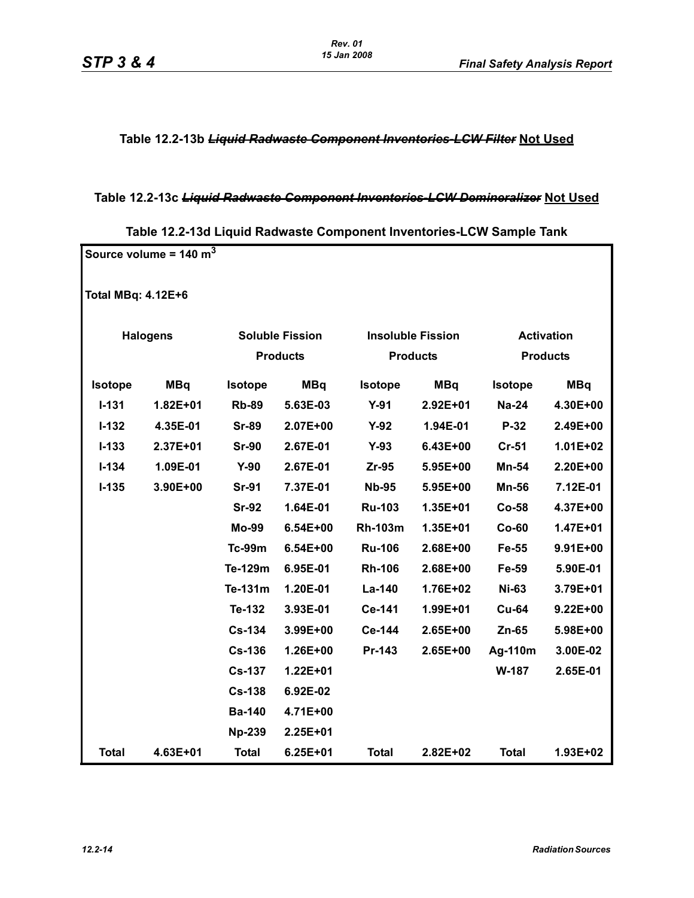**Table 12.2-13b ~~*Liquid Radwaste Component Inventories-LCW Filter*~~ Not Used**

**Table 12.2-13c ~~*Liquid Radwaste Component Inventories-LCW Demineralizer*~~ Not Used**

**Table 12.2-13d Liquid Radwaste Component Inventories-LCW Sample Tank**

Source volume = 140 $m^3$

Total MBq: 4.12E+6

| Halogens | | Soluble Fission Products | | Insoluble Fission Products | | Activation Products | |
|---|---|---|---|---|---|---|---|
| Isotope | MBq | Isotope | MBq | Isotope | MBq | Isotope | MBq |
| I-131 | 1.82E+01 | Rb-89 | 5.63E-03 | Y-91 | 2.92E+01 | Na-24 | 4.30E+00 |
| I-132 | 4.35E-01 | Sr-89 | 2.07E+00 | Y-92 | 1.94E-01 | P-32 | 2.49E+00 |
| I-133 | 2.37E+01 | Sr-90 | 2.67E-01 | Y-93 | 6.43E+00 | Cr-51 | 1.01E+02 |
| I-134 | 1.09E-01 | Y-90 | 2.67E-01 | Zr-95 | 5.95E+00 | Mn-54 | 2.20E+00 |
| I-135 | 3.90E+00 | Sr-91 | 7.37E-01 | Nb-95 | 5.95E+00 | Mn-56 | 7.12E-01 |
| | | Sr-92 | 1.64E-01 | Ru-103 | 1.35E+01 | Co-58 | 4.37E+00 |
| | | Mo-99 | 6.54E+00 | Rh-103m | 1.35E+01 | Co-60 | 1.47E+01 |
| | | Tc-99m | 6.54E+00 | Ru-106 | 2.68E+00 | Fe-55 | 9.91E+00 |
| | | Te-129m | 6.95E-01 | Rh-106 | 2.68E+00 | Fe-59 | 5.90E-01 |
| | | Te-131m | 1.20E-01 | La-140 | 1.76E+02 | Ni-63 | 3.79E+01 |
| | | Te-132 | 3.93E-01 | Ce-141 | 1.99E+01 | Cu-64 | 9.22E+00 |
| | | Cs-134 | 3.99E+00 | Ce-144 | 2.65E+00 | Zn-65 | 5.98E+00 |
| | | Cs-136 | 1.26E+00 | Pr-143 | 2.65E+00 | Ag-110m | 3.00E-02 |
| | | Cs-137 | 1.22E+01 | | | W-187 | 2.65E-01 |
| | | Cs-138 | 6.92E-02 | | | | |
| | | Ba-140 | 4.71E+00 | | | | |
| | | Np-239 | 2.25E+01 | | | | |
| Total | 4.63E+01 | Total | 6.25E+01 | Total | 2.82E+02 | Total | 1.93E+02 |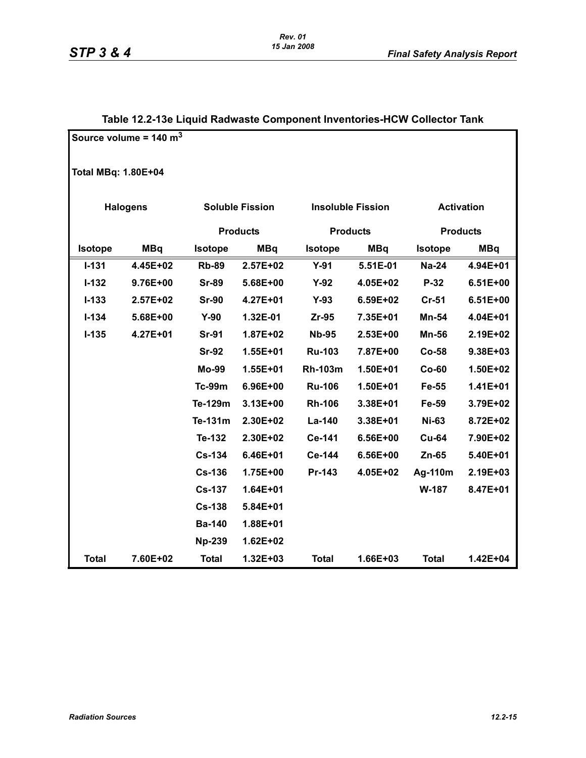## Table 12.2-13e Liquid Radwaste Component Inventories-HCW Collector Tank

Source volume = 140 $m^3$

Total MBq: 1.80E+04

| Halogens | | Soluble Fission Products | | Insoluble Fission Products | | Activation Products | |
|---|---|---|---|---|---|---|---|
| Isotope | MBq | Isotope | MBq | Isotope | MBq | Isotope | MBq |
| I-131 | 4.45E+02 | Rb-89 | 2.57E+02 | Y-91 | 5.51E-01 | Na-24 | 4.94E+01 |
| I-132 | 9.76E+00 | Sr-89 | 5.68E+00 | Y-92 | 4.05E+02 | P-32 | 6.51E+00 |
| I-133 | 2.57E+02 | Sr-90 | 4.27E+01 | Y-93 | 6.59E+02 | Cr-51 | 6.51E+00 |
| I-134 | 5.68E+00 | Y-90 | 1.32E-01 | Zr-95 | 7.35E+01 | Mn-54 | 4.04E+01 |
| I-135 | 4.27E+01 | Sr-91 | 1.87E+02 | Nb-95 | 2.53E+00 | Mn-56 | 2.19E+02 |
| | | Sr-92 | 1.55E+01 | Ru-103 | 7.87E+00 | Co-58 | 9.38E+03 |
| | | Mo-99 | 1.55E+01 | Rh-103m | 1.50E+01 | Co-60 | 1.50E+02 |
| | | Tc-99m | 6.96E+00 | Ru-106 | 1.50E+01 | Fe-55 | 1.41E+01 |
| | | Te-129m | 3.13E+00 | Rh-106 | 3.38E+01 | Fe-59 | 3.79E+02 |
| | | Te-131m | 2.30E+02 | La-140 | 3.38E+01 | Ni-63 | 8.72E+02 |
| | | Te-132 | 2.30E+02 | Ce-141 | 6.56E+00 | Cu-64 | 7.90E+02 |
| | | Cs-134 | 6.46E+01 | Ce-144 | 6.56E+00 | Zn-65 | 5.40E+01 |
| | | Cs-136 | 1.75E+00 | Pr-143 | 4.05E+02 | Ag-110m | 2.19E+03 |
| | | Cs-137 | 1.64E+01 | | | W-187 | 8.47E+01 |
| | | Cs-138 | 5.84E+01 | | | | |
| | | Ba-140 | 1.88E+01 | | | | |
| | | Np-239 | 1.62E+02 | | | | |
| Total | 7.60E+02 | Total | 1.32E+03 | Total | 1.66E+03 | Total | 1.42E+04 |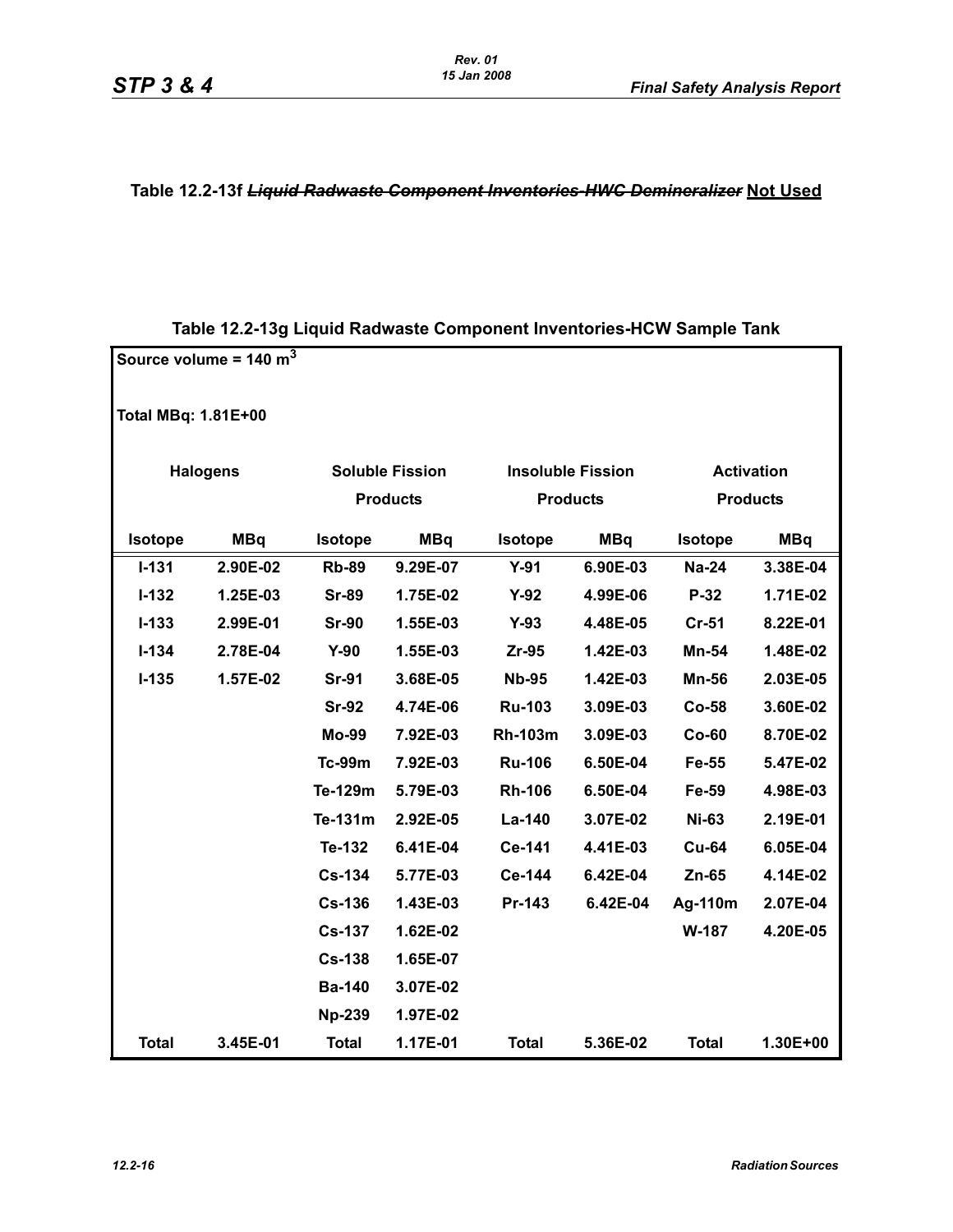**Table 12.2-13f ~~*Liquid Radwaste Component Inventories-HWC Demineralizer*~~ Not Used**

**Table 12.2-13g Liquid Radwaste Component Inventories-HCW Sample Tank**

Source volume = 140 $m^3$

Total MBq: 1.81E+00

| Halogens | | Soluble Fission Products | | Insoluble Fission Products | | Activation Products | |
|---|---|---|---|---|---|---|---|
| Isotope | MBq | Isotope | MBq | Isotope | MBq | Isotope | MBq |
| I-131 | 2.90E-02 | Rb-89 | 9.29E-07 | Y-91 | 6.90E-03 | Na-24 | 3.38E-04 |
| I-132 | 1.25E-03 | Sr-89 | 1.75E-02 | Y-92 | 4.99E-06 | P-32 | 1.71E-02 |
| I-133 | 2.99E-01 | Sr-90 | 1.55E-03 | Y-93 | 4.48E-05 | Cr-51 | 8.22E-01 |
| I-134 | 2.78E-04 | Y-90 | 1.55E-03 | Zr-95 | 1.42E-03 | Mn-54 | 1.48E-02 |
| I-135 | 1.57E-02 | Sr-91 | 3.68E-05 | Nb-95 | 1.42E-03 | Mn-56 | 2.03E-05 |
| | | Sr-92 | 4.74E-06 | Ru-103 | 3.09E-03 | Co-58 | 3.60E-02 |
| | | Mo-99 | 7.92E-03 | Rh-103m | 3.09E-03 | Co-60 | 8.70E-02 |
| | | Tc-99m | 7.92E-03 | Ru-106 | 6.50E-04 | Fe-55 | 5.47E-02 |
| | | Te-129m | 5.79E-03 | Rh-106 | 6.50E-04 | Fe-59 | 4.98E-03 |
| | | Te-131m | 2.92E-05 | La-140 | 3.07E-02 | Ni-63 | 2.19E-01 |
| | | Te-132 | 6.41E-04 | Ce-141 | 4.41E-03 | Cu-64 | 6.05E-04 |
| | | Cs-134 | 5.77E-03 | Ce-144 | 6.42E-04 | Zn-65 | 4.14E-02 |
| | | Cs-136 | 1.43E-03 | Pr-143 | 6.42E-04 | Ag-110m | 2.07E-04 |
| | | Cs-137 | 1.62E-02 | | | W-187 | 4.20E-05 |
| | | Cs-138 | 1.65E-07 | | | | |
| | | Ba-140 | 3.07E-02 | | | | |
| | | Np-239 | 1.97E-02 | | | | |
| Total | 3.45E-01 | Total | 1.17E-01 | Total | 5.36E-02 | Total | 1.30E+00 |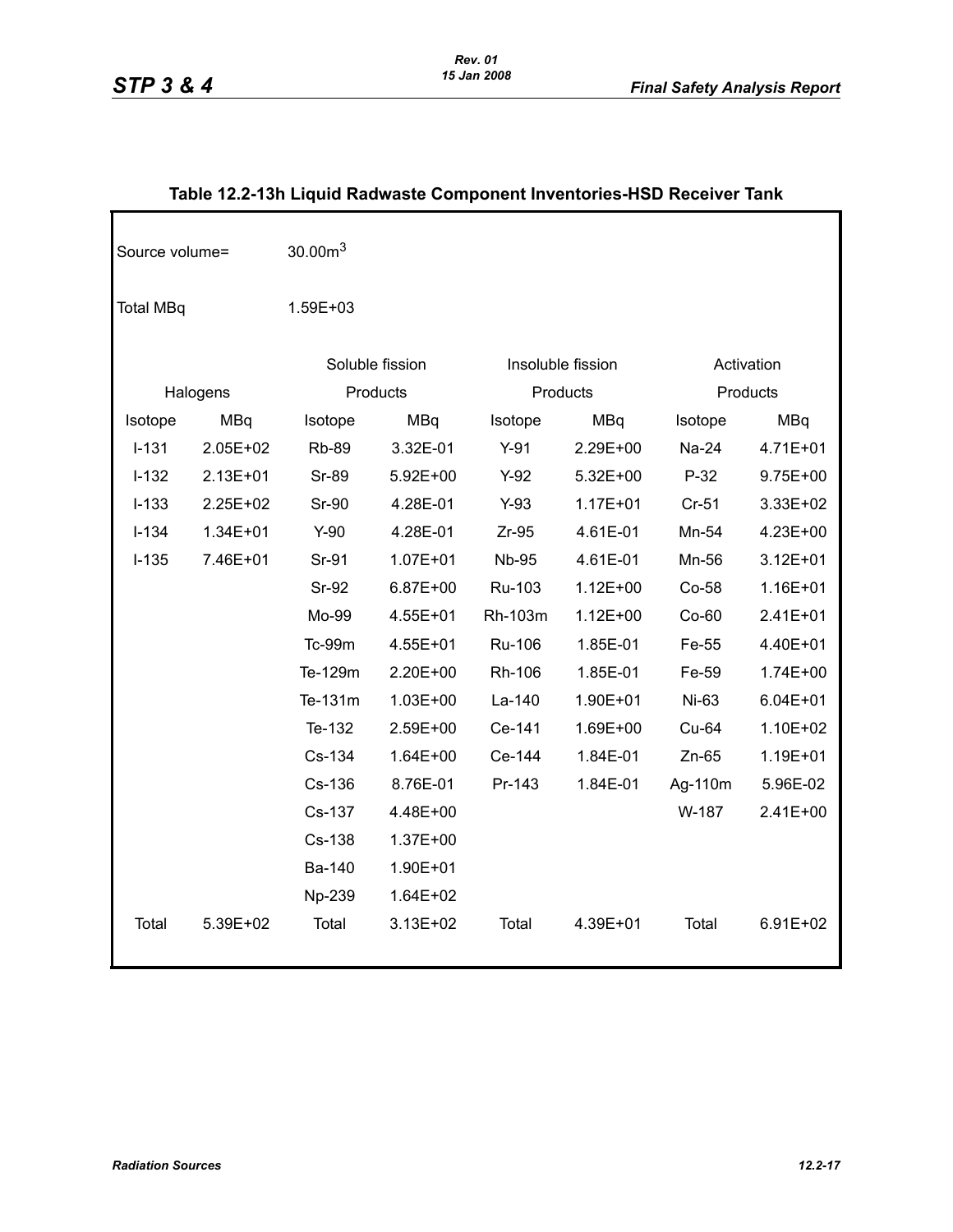## Table 12.2-13h Liquid Radwaste Component Inventories-HSD Receiver Tank

Source volume= $30.00m^3$

Total MBq 1.59E+03

| Halogens | | Soluble fission Products | | Insoluble fission Products | | Activation Products | |
|---|---|---|---|---|---|---|---|
| Isotope | MBq | Isotope | MBq | Isotope | MBq | Isotope | MBq |
| I-131 | 2.05E+02 | Rb-89 | 3.32E-01 | Y-91 | 2.29E+00 | Na-24 | 4.71E+01 |
| I-132 | 2.13E+01 | Sr-89 | 5.92E+00 | Y-92 | 5.32E+00 | P-32 | 9.75E+00 |
| I-133 | 2.25E+02 | Sr-90 | 4.28E-01 | Y-93 | 1.17E+01 | Cr-51 | 3.33E+02 |
| I-134 | 1.34E+01 | Y-90 | 4.28E-01 | Zr-95 | 4.61E-01 | Mn-54 | 4.23E+00 |
| I-135 | 7.46E+01 | Sr-91 | 1.07E+01 | Nb-95 | 4.61E-01 | Mn-56 | 3.12E+01 |
| | | Sr-92 | 6.87E+00 | Ru-103 | 1.12E+00 | Co-58 | 1.16E+01 |
| | | Mo-99 | 4.55E+01 | Rh-103m | 1.12E+00 | Co-60 | 2.41E+01 |
| | | Tc-99m | 4.55E+01 | Ru-106 | 1.85E-01 | Fe-55 | 4.40E+01 |
| | | Te-129m | 2.20E+00 | Rh-106 | 1.85E-01 | Fe-59 | 1.74E+00 |
| | | Te-131m | 1.03E+00 | La-140 | 1.90E+01 | Ni-63 | 6.04E+01 |
| | | Te-132 | 2.59E+00 | Ce-141 | 1.69E+00 | Cu-64 | 1.10E+02 |
| | | Cs-134 | 1.64E+00 | Ce-144 | 1.84E-01 | Zn-65 | 1.19E+01 |
| | | Cs-136 | 8.76E-01 | Pr-143 | 1.84E-01 | Ag-110m | 5.96E-02 |
| | | Cs-137 | 4.48E+00 | | | W-187 | 2.41E+00 |
| | | Cs-138 | 1.37E+00 | | | | |
| | | Ba-140 | 1.90E+01 | | | | |
| | | Np-239 | 1.64E+02 | | | | |
| Total | 5.39E+02 | Total | 3.13E+02 | Total | 4.39E+01 | Total | 6.91E+02 |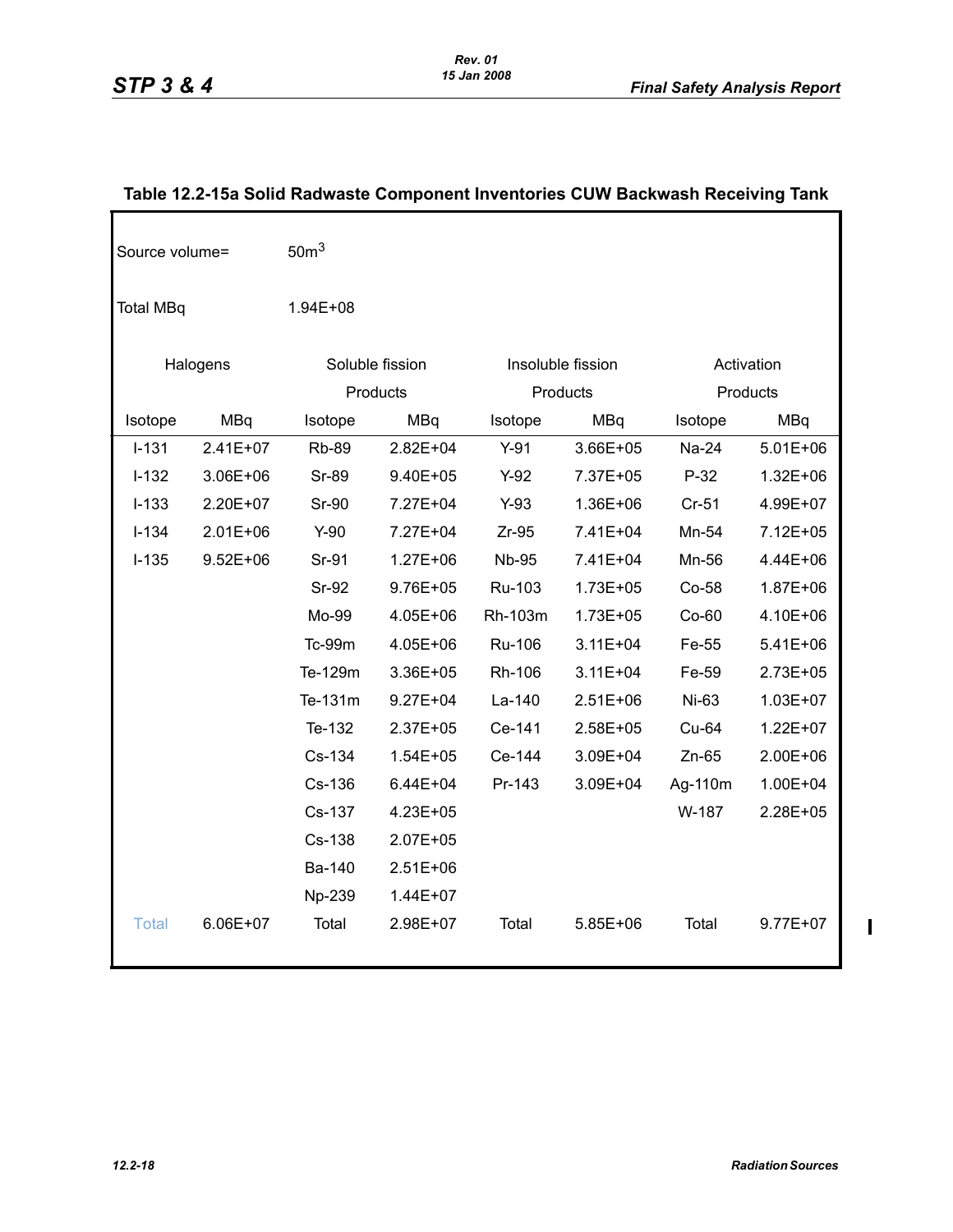## Table 12.2-15a Solid Radwaste Component Inventories CUW Backwash Receiving Tank

Source volume = $50 m^3$

Total MBq 1.94E+08

| Halogens | | Soluble fission Products | | Insoluble fission Products | | Activation Products | |
|---|---|---|---|---|---|---|---|
| Isotope | MBq | Isotope | MBq | Isotope | MBq | Isotope | MBq |
| I-131 | 2.41E+07 | Rb-89 | 2.82E+04 | Y-91 | 3.66E+05 | Na-24 | 5.01E+06 |
| I-132 | 3.06E+06 | Sr-89 | 9.40E+05 | Y-92 | 7.37E+05 | P-32 | 1.32E+06 |
| I-133 | 2.20E+07 | Sr-90 | 7.27E+04 | Y-93 | 1.36E+06 | Cr-51 | 4.99E+07 |
| I-134 | 2.01E+06 | Y-90 | 7.27E+04 | Zr-95 | 7.41E+04 | Mn-54 | 7.12E+05 |
| I-135 | 9.52E+06 | Sr-91 | 1.27E+06 | Nb-95 | 7.41E+04 | Mn-56 | 4.44E+06 |
| | | Sr-92 | 9.76E+05 | Ru-103 | 1.73E+05 | Co-58 | 1.87E+06 |
| | | Mo-99 | 4.05E+06 | Rh-103m | 1.73E+05 | Co-60 | 4.10E+06 |
| | | Tc-99m | 4.05E+06 | Ru-106 | 3.11E+04 | Fe-55 | 5.41E+06 |
| | | Te-129m | 3.36E+05 | Rh-106 | 3.11E+04 | Fe-59 | 2.73E+05 |
| | | Te-131m | 9.27E+04 | La-140 | 2.51E+06 | Ni-63 | 1.03E+07 |
| | | Te-132 | 2.37E+05 | Ce-141 | 2.58E+05 | Cu-64 | 1.22E+07 |
| | | Cs-134 | 1.54E+05 | Ce-144 | 3.09E+04 | Zn-65 | 2.00E+06 |
| | | Cs-136 | 6.44E+04 | Pr-143 | 3.09E+04 | Ag-110m | 1.00E+04 |
| | | Cs-137 | 4.23E+05 | | | W-187 | 2.28E+05 |
| | | Cs-138 | 2.07E+05 | | | | |
| | | Ba-140 | 2.51E+06 | | | | |
| | | Np-239 | 1.44E+07 | | | | |
| Total | 6.06E+07 | Total | 2.98E+07 | Total | 5.85E+06 | Total | 9.77E+07 |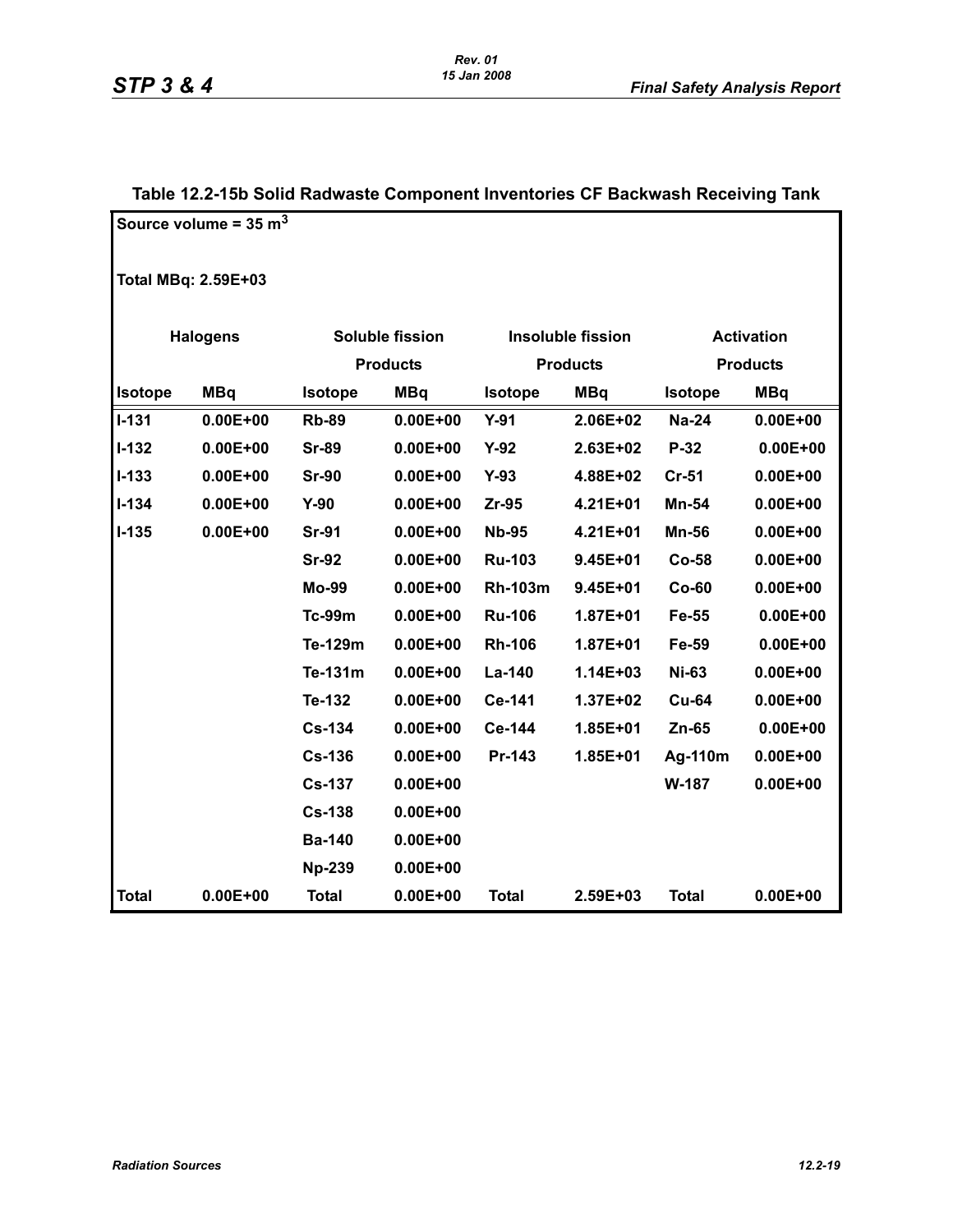## Table 12.2-15b Solid Radwaste Component Inventories CF Backwash Receiving Tank

Source volume = 35 $m^3$

Total MBq: 2.59E+03

| Halogens | | Soluble fission Products | | Insoluble fission Products | | Activation Products | |
|---|---|---|---|---|---|---|---|
| **Isotope** | **MBq** | **Isotope** | **MBq** | **Isotope** | **MBq** | **Isotope** | **MBq** |
| I-131 | 0.00E+00 | Rb-89 | 0.00E+00 | Y-91 | 2.06E+02 | Na-24 | 0.00E+00 |
| I-132 | 0.00E+00 | Sr-89 | 0.00E+00 | Y-92 | 2.63E+02 | P-32 | 0.00E+00 |
| I-133 | 0.00E+00 | Sr-90 | 0.00E+00 | Y-93 | 4.88E+02 | Cr-51 | 0.00E+00 |
| I-134 | 0.00E+00 | Y-90 | 0.00E+00 | Zr-95 | 4.21E+01 | Mn-54 | 0.00E+00 |
| I-135 | 0.00E+00 | Sr-91 | 0.00E+00 | Nb-95 | 4.21E+01 | Mn-56 | 0.00E+00 |
| | | Sr-92 | 0.00E+00 | Ru-103 | 9.45E+01 | Co-58 | 0.00E+00 |
| | | Mo-99 | 0.00E+00 | Rh-103m | 9.45E+01 | Co-60 | 0.00E+00 |
| | | Tc-99m | 0.00E+00 | Ru-106 | 1.87E+01 | Fe-55 | 0.00E+00 |
| | | Te-129m | 0.00E+00 | Rh-106 | 1.87E+01 | Fe-59 | 0.00E+00 |
| | | Te-131m | 0.00E+00 | La-140 | 1.14E+03 | Ni-63 | 0.00E+00 |
| | | Te-132 | 0.00E+00 | Ce-141 | 1.37E+02 | Cu-64 | 0.00E+00 |
| | | Cs-134 | 0.00E+00 | Ce-144 | 1.85E+01 | Zn-65 | 0.00E+00 |
| | | Cs-136 | 0.00E+00 | Pr-143 | 1.85E+01 | Ag-110m | 0.00E+00 |
| | | Cs-137 | 0.00E+00 | | | W-187 | 0.00E+00 |
| | | Cs-138 | 0.00E+00 | | | | |
| | | Ba-140 | 0.00E+00 | | | | |
| | | Np-239 | 0.00E+00 | | | | |
| **Total** | 0.00E+00 | **Total** | 0.00E+00 | **Total** | 2.59E+03 | **Total** | 0.00E+00 |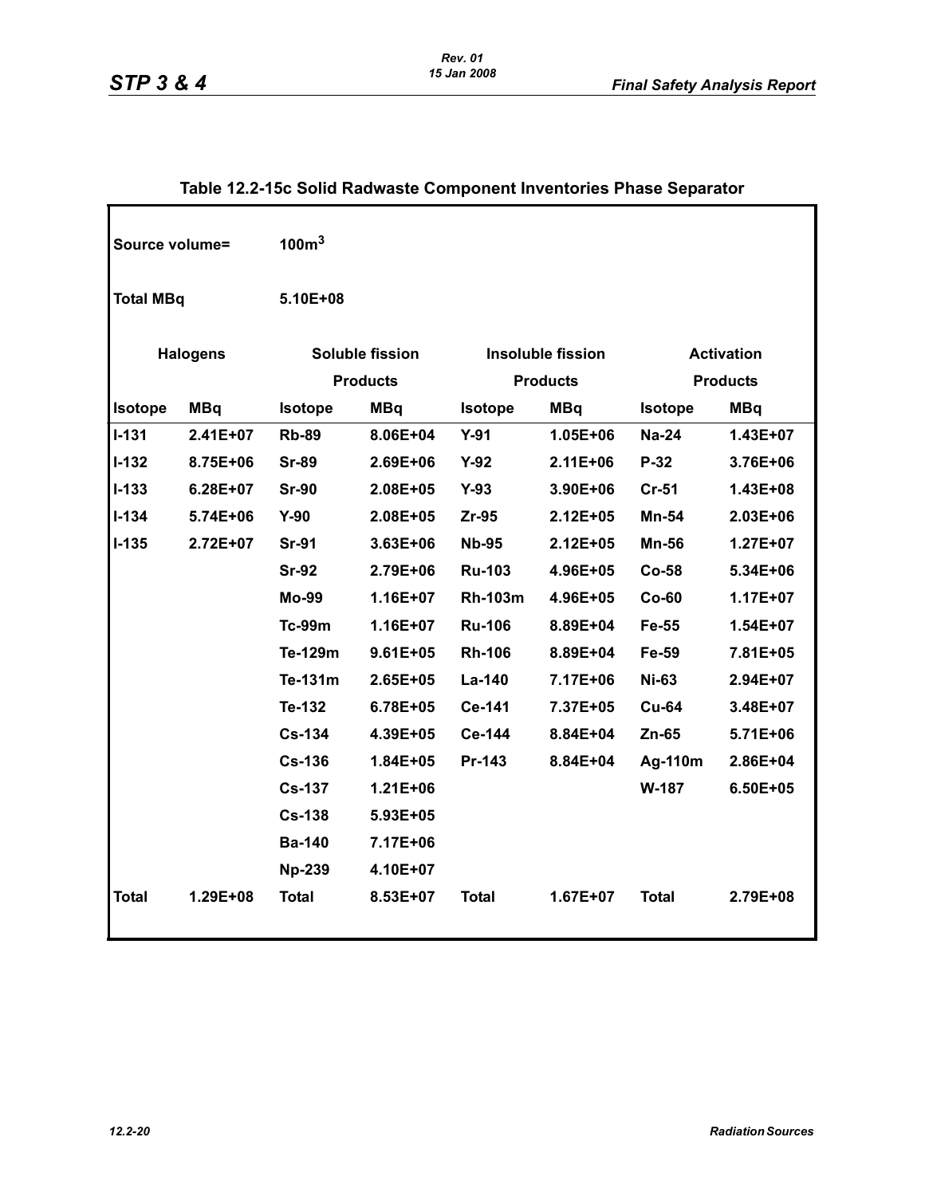## Table 12.2-15c Solid Radwaste Component Inventories Phase Separator

Source volume= $100m^3$

Total MBq 5.10E+08

| Halogens | | Soluble fission Products | | Insoluble fission Products | | Activation Products | |
|---|---|---|---|---|---|---|---|
| **Isotope** | **MBq** | **Isotope** | **MBq** | **Isotope** | **MBq** | **Isotope** | **MBq** |
| I-131 | 2.41E+07 | Rb-89 | 8.06E+04 | Y-91 | 1.05E+06 | Na-24 | 1.43E+07 |
| I-132 | 8.75E+06 | Sr-89 | 2.69E+06 | Y-92 | 2.11E+06 | P-32 | 3.76E+06 |
| I-133 | 6.28E+07 | Sr-90 | 2.08E+05 | Y-93 | 3.90E+06 | Cr-51 | 1.43E+08 |
| I-134 | 5.74E+06 | Y-90 | 2.08E+05 | Zr-95 | 2.12E+05 | Mn-54 | 2.03E+06 |
| I-135 | 2.72E+07 | Sr-91 | 3.63E+06 | Nb-95 | 2.12E+05 | Mn-56 | 1.27E+07 |
| | | Sr-92 | 2.79E+06 | Ru-103 | 4.96E+05 | Co-58 | 5.34E+06 |
| | | Mo-99 | 1.16E+07 | Rh-103m | 4.96E+05 | Co-60 | 1.17E+07 |
| | | Tc-99m | 1.16E+07 | Ru-106 | 8.89E+04 | Fe-55 | 1.54E+07 |
| | | Te-129m | 9.61E+05 | Rh-106 | 8.89E+04 | Fe-59 | 7.81E+05 |
| | | Te-131m | 2.65E+05 | La-140 | 7.17E+06 | Ni-63 | 2.94E+07 |
| | | Te-132 | 6.78E+05 | Ce-141 | 7.37E+05 | Cu-64 | 3.48E+07 |
| | | Cs-134 | 4.39E+05 | Ce-144 | 8.84E+04 | Zn-65 | 5.71E+06 |
| | | Cs-136 | 1.84E+05 | Pr-143 | 8.84E+04 | Ag-110m | 2.86E+04 |
| | | Cs-137 | 1.21E+06 | | | W-187 | 6.50E+05 |
| | | Cs-138 | 5.93E+05 | | | | |
| | | Ba-140 | 7.17E+06 | | | | |
| | | Np-239 | 4.10E+07 | | | | |
| **Total** | 1.29E+08 | **Total** | 8.53E+07 | **Total** | 1.67E+07 | **Total** | 2.79E+08 |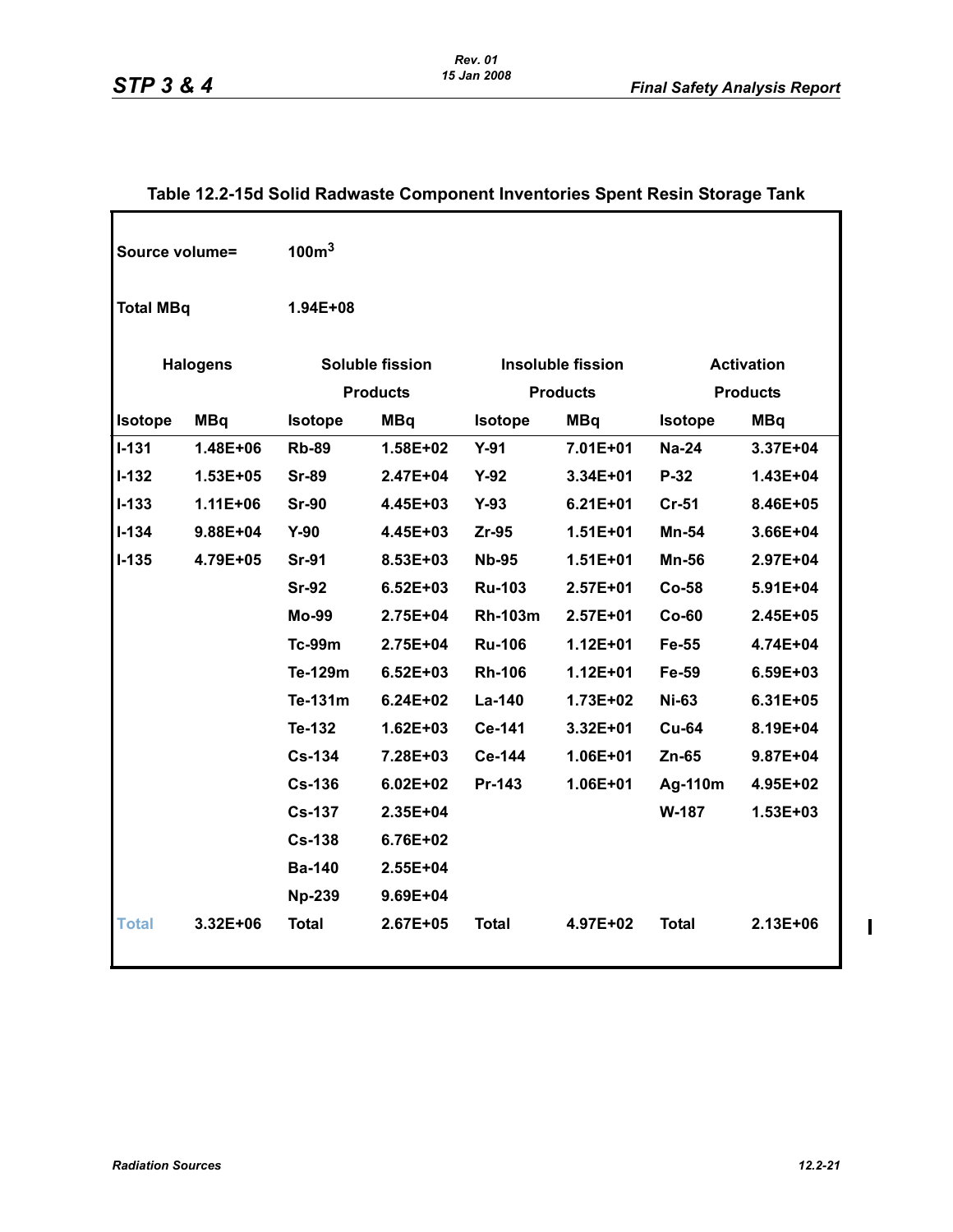**Table 12.2-15d Solid Radwaste Component Inventories Spent Resin Storage Tank**

| | | | | | | | |
|---|---|---|---|---|---|---|---|
| **Source volume=** | | **100m$^3$** | | | | | |
| **Total MBq** | | **1.94E+08** | | | | | |
| **Halogens** | | **Soluble fission Products** | | **Insoluble fission Products** | | **Activation Products** | |
| **Isotope** | **MBq** | **Isotope** | **MBq** | **Isotope** | **MBq** | **Isotope** | **MBq** |
| I-131 | 1.48E+06 | Rb-89 | 1.58E+02 | Y-91 | 7.01E+01 | Na-24 | 3.37E+04 |
| I-132 | 1.53E+05 | Sr-89 | 2.47E+04 | Y-92 | 3.34E+01 | P-32 | 1.43E+04 |
| I-133 | 1.11E+06 | Sr-90 | 4.45E+03 | Y-93 | 6.21E+01 | Cr-51 | 8.46E+05 |
| I-134 | 9.88E+04 | Y-90 | 4.45E+03 | Zr-95 | 1.51E+01 | Mn-54 | 3.66E+04 |
| I-135 | 4.79E+05 | Sr-91 | 8.53E+03 | Nb-95 | 1.51E+01 | Mn-56 | 2.97E+04 |
| | | Sr-92 | 6.52E+03 | Ru-103 | 2.57E+01 | Co-58 | 5.91E+04 |
| | | Mo-99 | 2.75E+04 | Rh-103m | 2.57E+01 | Co-60 | 2.45E+05 |
| | | Tc-99m | 2.75E+04 | Ru-106 | 1.12E+01 | Fe-55 | 4.74E+04 |
| | | Te-129m | 6.52E+03 | Rh-106 | 1.12E+01 | Fe-59 | 6.59E+03 |
| | | Te-131m | 6.24E+02 | La-140 | 1.73E+02 | Ni-63 | 6.31E+05 |
| | | Te-132 | 1.62E+03 | Ce-141 | 3.32E+01 | Cu-64 | 8.19E+04 |
| | | Cs-134 | 7.28E+03 | Ce-144 | 1.06E+01 | Zn-65 | 9.87E+04 |
| | | Cs-136 | 6.02E+02 | Pr-143 | 1.06E+01 | Ag-110m | 4.95E+02 |
| | | Cs-137 | 2.35E+04 | | | W-187 | 1.53E+03 |
| | | Cs-138 | 6.76E+02 | | | | |
| | | Ba-140 | 2.55E+04 | | | | |
| | | Np-239 | 9.69E+04 | | | | |
| Total | 3.32E+06 | Total | 2.67E+05 | Total | 4.97E+02 | Total | 2.13E+06 |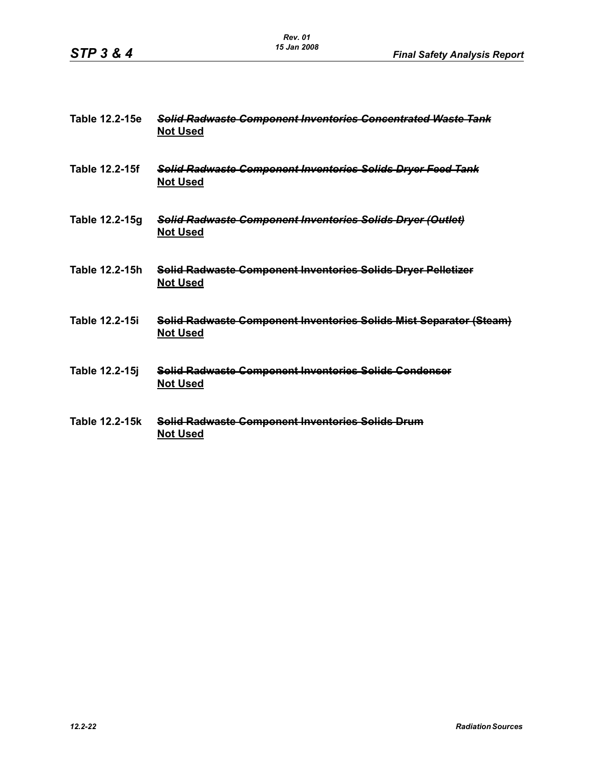**Table 12.2-15e** ~~*Solid Radwaste Component Inventories Concentrated Waste Tank*~~
**Not Used**

**Table 12.2-15f** ~~*Solid Radwaste Component Inventories Solids Dryer Feed Tank*~~
**Not Used**

**Table 12.2-15g** ~~*Solid Radwaste Component Inventories Solids Dryer (Outlet)*~~
**Not Used**

**Table 12.2-15h** ~~**Solid Radwaste Component Inventories Solids Dryer Pelletizer**~~
**Not Used**

**Table 12.2-15i** ~~**Solid Radwaste Component Inventories Solids Mist Separator (Steam)**~~
**Not Used**

**Table 12.2-15j** ~~**Solid Radwaste Component Inventories Solids Condenser**~~
**Not Used**

**Table 12.2-15k** ~~**Solid Radwaste Component Inventories Solids Drum**~~
**Not Used**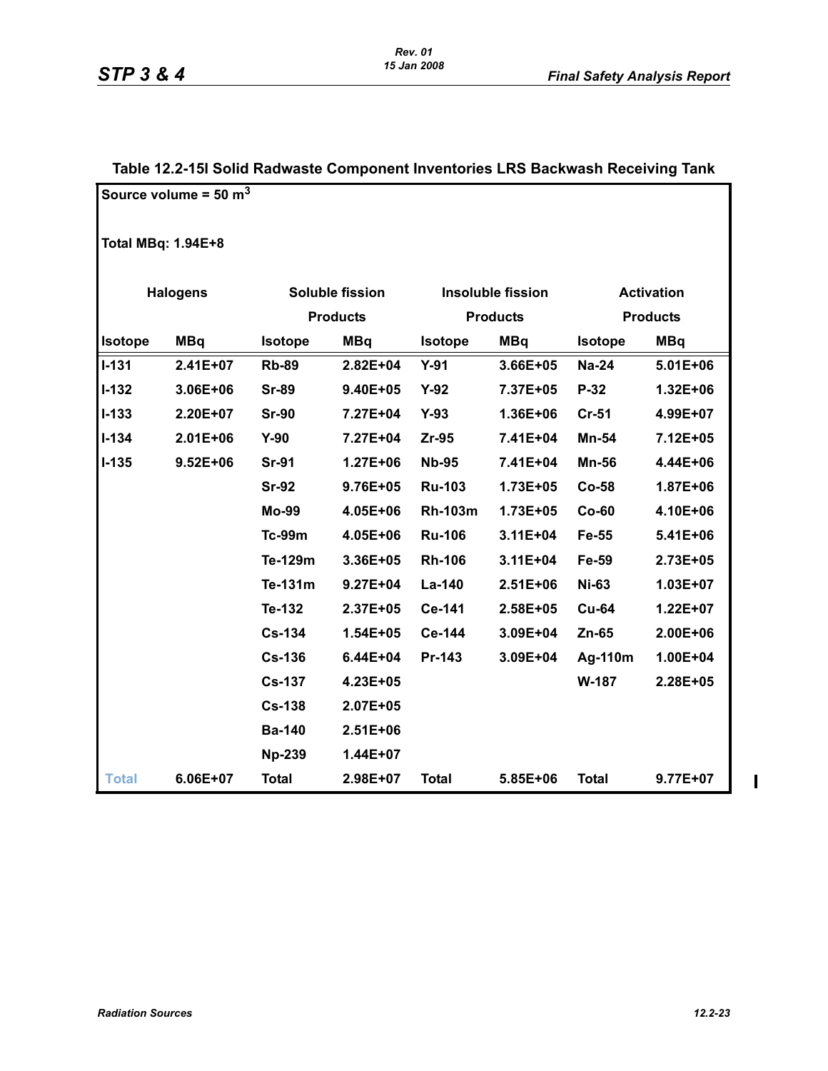### Table 12.2-15l Solid Radwaste Component Inventories LRS Backwash Receiving Tank

Source volume = 50 $m^3$

Total MBq: 1.94E+8

| Halogens | | Soluble fission Products | | Insoluble fission Products | | Activation Products | |
|---|---|---|---|---|---|---|---|
| Isotope | MBq | Isotope | MBq | Isotope | MBq | Isotope | MBq |
| I-131 | 2.41E+07 | Rb-89 | 2.82E+04 | Y-91 | 3.66E+05 | Na-24 | 5.01E+06 |
| I-132 | 3.06E+06 | Sr-89 | 9.40E+05 | Y-92 | 7.37E+05 | P-32 | 1.32E+06 |
| I-133 | 2.20E+07 | Sr-90 | 7.27E+04 | Y-93 | 1.36E+06 | Cr-51 | 4.99E+07 |
| I-134 | 2.01E+06 | Y-90 | 7.27E+04 | Zr-95 | 7.41E+04 | Mn-54 | 7.12E+05 |
| I-135 | 9.52E+06 | Sr-91 | 1.27E+06 | Nb-95 | 7.41E+04 | Mn-56 | 4.44E+06 |
| | | Sr-92 | 9.76E+05 | Ru-103 | 1.73E+05 | Co-58 | 1.87E+06 |
| | | Mo-99 | 4.05E+06 | Rh-103m | 1.73E+05 | Co-60 | 4.10E+06 |
| | | Tc-99m | 4.05E+06 | Ru-106 | 3.11E+04 | Fe-55 | 5.41E+06 |
| | | Te-129m | 3.36E+05 | Rh-106 | 3.11E+04 | Fe-59 | 2.73E+05 |
| | | Te-131m | 9.27E+04 | La-140 | 2.51E+06 | Ni-63 | 1.03E+07 |
| | | Te-132 | 2.37E+05 | Ce-141 | 2.58E+05 | Cu-64 | 1.22E+07 |
| | | Cs-134 | 1.54E+05 | Ce-144 | 3.09E+04 | Zn-65 | 2.00E+06 |
| | | Cs-136 | 6.44E+04 | Pr-143 | 3.09E+04 | Ag-110m | 1.00E+04 |
| | | Cs-137 | 4.23E+05 | | | W-187 | 2.28E+05 |
| | | Cs-138 | 2.07E+05 | | | | |
| | | Ba-140 | 2.51E+06 | | | | |
| | | Np-239 | 1.44E+07 | | | | |
| Total | 6.06E+07 | Total | 2.98E+07 | Total | 5.85E+06 | Total | 9.77E+07 |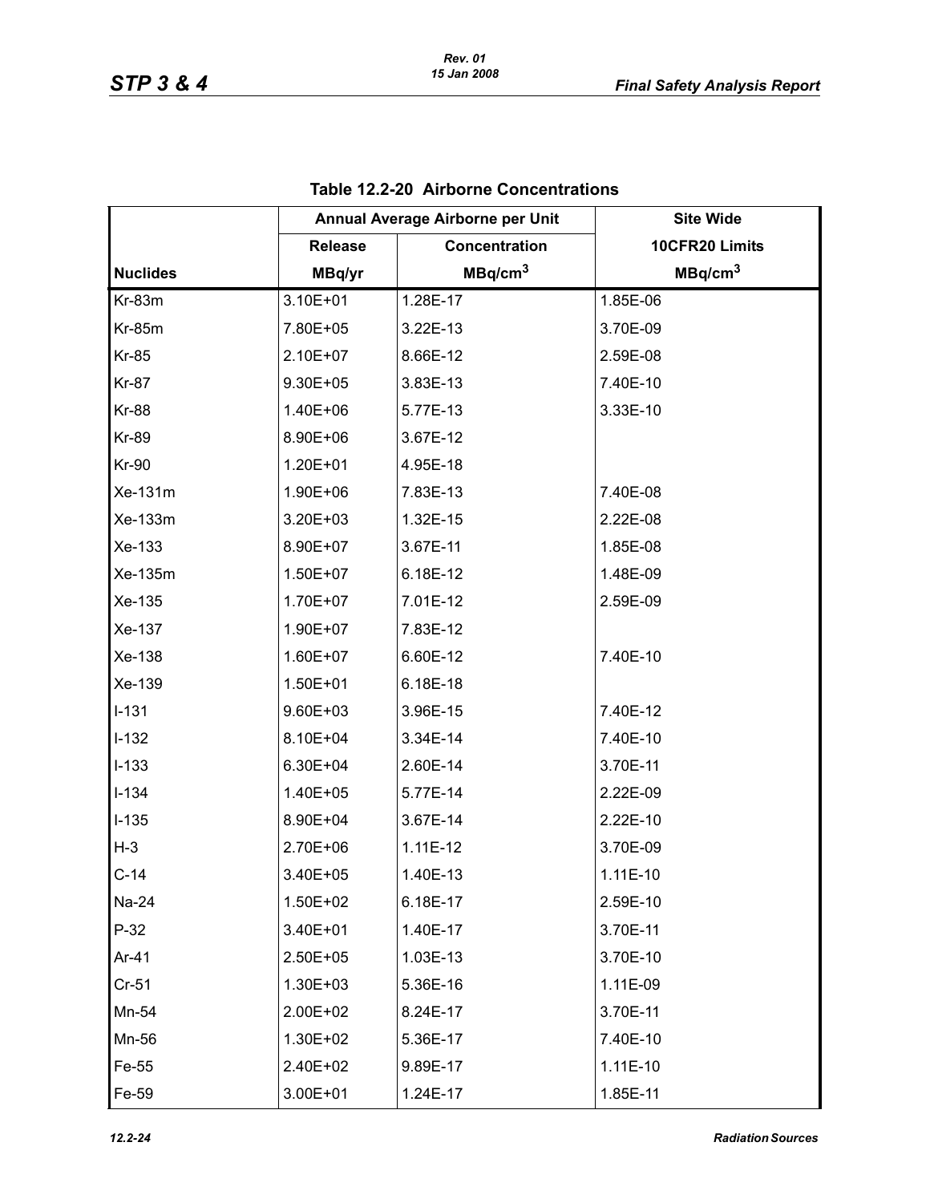**Table 12.2-20 Airborne Concentrations**

| | Annual Average Airborne per Unit | | Site Wide |
|---|---|---|---|
| | Release | Concentration | 10CFR20 Limits |
| Nuclides | MBq/yr | MBq/cm$^3$ | MBq/cm$^3$ |
| Kr-83m | 3.10E+01 | 1.28E-17 | 1.85E-06 |
| Kr-85m | 7.80E+05 | 3.22E-13 | 3.70E-09 |
| Kr-85 | 2.10E+07 | 8.66E-12 | 2.59E-08 |
| Kr-87 | 9.30E+05 | 3.83E-13 | 7.40E-10 |
| Kr-88 | 1.40E+06 | 5.77E-13 | 3.33E-10 |
| Kr-89 | 8.90E+06 | 3.67E-12 | |
| Kr-90 | 1.20E+01 | 4.95E-18 | |
| Xe-131m | 1.90E+06 | 7.83E-13 | 7.40E-08 |
| Xe-133m | 3.20E+03 | 1.32E-15 | 2.22E-08 |
| Xe-133 | 8.90E+07 | 3.67E-11 | 1.85E-08 |
| Xe-135m | 1.50E+07 | 6.18E-12 | 1.48E-09 |
| Xe-135 | 1.70E+07 | 7.01E-12 | 2.59E-09 |
| Xe-137 | 1.90E+07 | 7.83E-12 | |
| Xe-138 | 1.60E+07 | 6.60E-12 | 7.40E-10 |
| Xe-139 | 1.50E+01 | 6.18E-18 | |
| I-131 | 9.60E+03 | 3.96E-15 | 7.40E-12 |
| I-132 | 8.10E+04 | 3.34E-14 | 7.40E-10 |
| I-133 | 6.30E+04 | 2.60E-14 | 3.70E-11 |
| I-134 | 1.40E+05 | 5.77E-14 | 2.22E-09 |
| I-135 | 8.90E+04 | 3.67E-14 | 2.22E-10 |
| H-3 | 2.70E+06 | 1.11E-12 | 3.70E-09 |
| C-14 | 3.40E+05 | 1.40E-13 | 1.11E-10 |
| Na-24 | 1.50E+02 | 6.18E-17 | 2.59E-10 |
| P-32 | 3.40E+01 | 1.40E-17 | 3.70E-11 |
| Ar-41 | 2.50E+05 | 1.03E-13 | 3.70E-10 |
| Cr-51 | 1.30E+03 | 5.36E-16 | 1.11E-09 |
| Mn-54 | 2.00E+02 | 8.24E-17 | 3.70E-11 |
| Mn-56 | 1.30E+02 | 5.36E-17 | 7.40E-10 |
| Fe-55 | 2.40E+02 | 9.89E-17 | 1.11E-10 |
| Fe-59 | 3.00E+01 | 1.24E-17 | 1.85E-11 |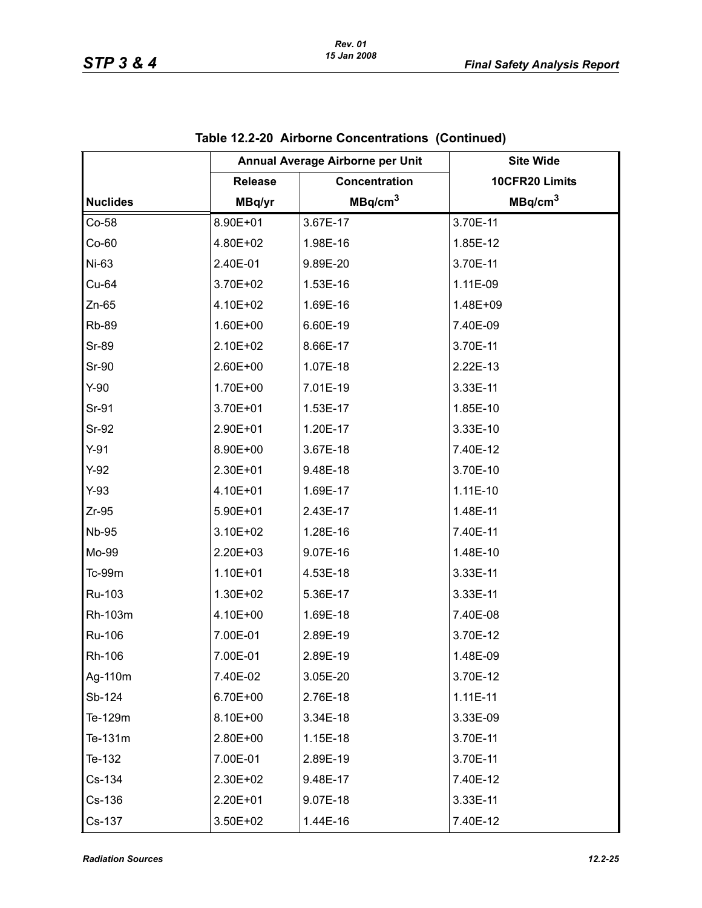**Table 12.2-20 Airborne Concentrations (Continued)**

| | Annual Average Airborne per Unit | | Site Wide |
|---|---|---|---|
| | Release | Concentration | 10CFR20 Limits |
| Nuclides | MBq/yr | $MBq/cm^3$ | $MBq/cm^3$ |
| Co-58 | 8.90E+01 | 3.67E-17 | 3.70E-11 |
| Co-60 | 4.80E+02 | 1.98E-16 | 1.85E-12 |
| Ni-63 | 2.40E-01 | 9.89E-20 | 3.70E-11 |
| Cu-64 | 3.70E+02 | 1.53E-16 | 1.11E-09 |
| Zn-65 | 4.10E+02 | 1.69E-16 | 1.48E+09 |
| Rb-89 | 1.60E+00 | 6.60E-19 | 7.40E-09 |
| Sr-89 | 2.10E+02 | 8.66E-17 | 3.70E-11 |
| Sr-90 | 2.60E+00 | 1.07E-18 | 2.22E-13 |
| Y-90 | 1.70E+00 | 7.01E-19 | 3.33E-11 |
| Sr-91 | 3.70E+01 | 1.53E-17 | 1.85E-10 |
| Sr-92 | 2.90E+01 | 1.20E-17 | 3.33E-10 |
| Y-91 | 8.90E+00 | 3.67E-18 | 7.40E-12 |
| Y-92 | 2.30E+01 | 9.48E-18 | 3.70E-10 |
| Y-93 | 4.10E+01 | 1.69E-17 | 1.11E-10 |
| Zr-95 | 5.90E+01 | 2.43E-17 | 1.48E-11 |
| Nb-95 | 3.10E+02 | 1.28E-16 | 7.40E-11 |
| Mo-99 | 2.20E+03 | 9.07E-16 | 1.48E-10 |
| Tc-99m | 1.10E+01 | 4.53E-18 | 3.33E-11 |
| Ru-103 | 1.30E+02 | 5.36E-17 | 3.33E-11 |
| Rh-103m | 4.10E+00 | 1.69E-18 | 7.40E-08 |
| Ru-106 | 7.00E-01 | 2.89E-19 | 3.70E-12 |
| Rh-106 | 7.00E-01 | 2.89E-19 | 1.48E-09 |
| Ag-110m | 7.40E-02 | 3.05E-20 | 3.70E-12 |
| Sb-124 | 6.70E+00 | 2.76E-18 | 1.11E-11 |
| Te-129m | 8.10E+00 | 3.34E-18 | 3.33E-09 |
| Te-131m | 2.80E+00 | 1.15E-18 | 3.70E-11 |
| Te-132 | 7.00E-01 | 2.89E-19 | 3.70E-11 |
| Cs-134 | 2.30E+02 | 9.48E-17 | 7.40E-12 |
| Cs-136 | 2.20E+01 | 9.07E-18 | 3.33E-11 |
| Cs-137 | 3.50E+02 | 1.44E-16 | 7.40E-12 |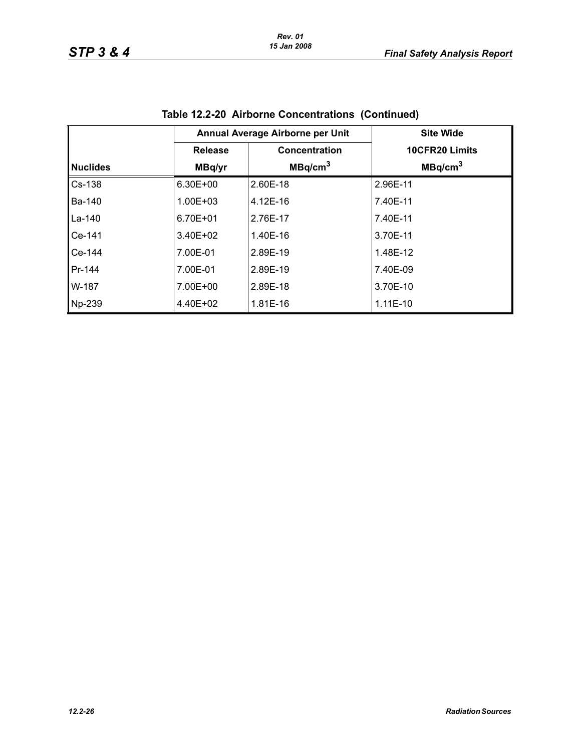# Table 12.2-20 Airborne Concentrations (Continued)

| | Annual Average Airborne per Unit | | Site Wide |
|---|---|---|---|
| | Release | Concentration | 10CFR20 Limits |
| Nuclides | MBq/yr | $MBq/cm^3$ | $MBq/cm^3$ |
| Cs-138 | 6.30E+00 | 2.60E-18 | 2.96E-11 |
| Ba-140 | 1.00E+03 | 4.12E-16 | 7.40E-11 |
| La-140 | 6.70E+01 | 2.76E-17 | 7.40E-11 |
| Ce-141 | 3.40E+02 | 1.40E-16 | 3.70E-11 |
| Ce-144 | 7.00E-01 | 2.89E-19 | 1.48E-12 |
| Pr-144 | 7.00E-01 | 2.89E-19 | 7.40E-09 |
| W-187 | 7.00E+00 | 2.89E-18 | 3.70E-10 |
| Np-239 | 4.40E+02 | 1.81E-16 | 1.11E-10 |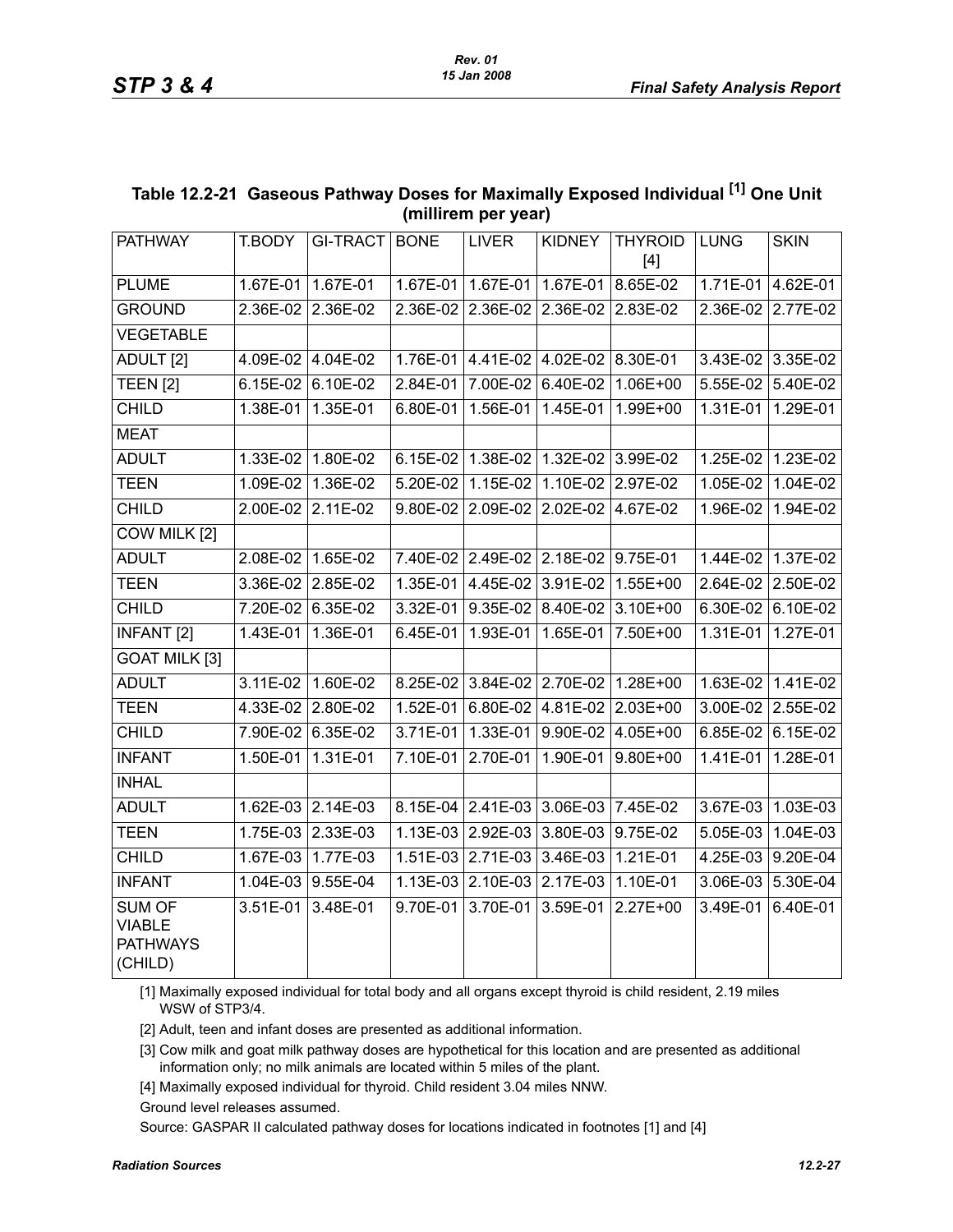## Table 12.2-21 Gaseous Pathway Doses for Maximally Exposed Individual [1] One Unit (millirem per year)

| PATHWAY | T.BODY | GI-TRACT | BONE | LIVER | KIDNEY | THYROID [4] | LUNG | SKIN |
|---|---|---|---|---|---|---|---|---|
| PLUME | 1.67E-01 | 1.67E-01 | 1.67E-01 | 1.67E-01 | 1.67E-01 | 8.65E-02 | 1.71E-01 | 4.62E-01 |
| GROUND | 2.36E-02 | 2.36E-02 | 2.36E-02 | 2.36E-02 | 2.36E-02 | 2.83E-02 | 2.36E-02 | 2.77E-02 |
| VEGETABLE | | | | | | | | |
| ADULT [2] | 4.09E-02 | 4.04E-02 | 1.76E-01 | 4.41E-02 | 4.02E-02 | 8.30E-01 | 3.43E-02 | 3.35E-02 |
| TEEN [2] | 6.15E-02 | 6.10E-02 | 2.84E-01 | 7.00E-02 | 6.40E-02 | 1.06E+00 | 5.55E-02 | 5.40E-02 |
| CHILD | 1.38E-01 | 1.35E-01 | 6.80E-01 | 1.56E-01 | 1.45E-01 | 1.99E+00 | 1.31E-01 | 1.29E-01 |
| MEAT | | | | | | | | |
| ADULT | 1.33E-02 | 1.80E-02 | 6.15E-02 | 1.38E-02 | 1.32E-02 | 3.99E-02 | 1.25E-02 | 1.23E-02 |
| TEEN | 1.09E-02 | 1.36E-02 | 5.20E-02 | 1.15E-02 | 1.10E-02 | 2.97E-02 | 1.05E-02 | 1.04E-02 |
| CHILD | 2.00E-02 | 2.11E-02 | 9.80E-02 | 2.09E-02 | 2.02E-02 | 4.67E-02 | 1.96E-02 | 1.94E-02 |
| COW MILK [2] | | | | | | | | |
| ADULT | 2.08E-02 | 1.65E-02 | 7.40E-02 | 2.49E-02 | 2.18E-02 | 9.75E-01 | 1.44E-02 | 1.37E-02 |
| TEEN | 3.36E-02 | 2.85E-02 | 1.35E-01 | 4.45E-02 | 3.91E-02 | 1.55E+00 | 2.64E-02 | 2.50E-02 |
| CHILD | 7.20E-02 | 6.35E-02 | 3.32E-01 | 9.35E-02 | 8.40E-02 | 3.10E+00 | 6.30E-02 | 6.10E-02 |
| INFANT [2] | 1.43E-01 | 1.36E-01 | 6.45E-01 | 1.93E-01 | 1.65E-01 | 7.50E+00 | 1.31E-01 | 1.27E-01 |
| GOAT MILK [3] | | | | | | | | |
| ADULT | 3.11E-02 | 1.60E-02 | 8.25E-02 | 3.84E-02 | 2.70E-02 | 1.28E+00 | 1.63E-02 | 1.41E-02 |
| TEEN | 4.33E-02 | 2.80E-02 | 1.52E-01 | 6.80E-02 | 4.81E-02 | 2.03E+00 | 3.00E-02 | 2.55E-02 |
| CHILD | 7.90E-02 | 6.35E-02 | 3.71E-01 | 1.33E-01 | 9.90E-02 | 4.05E+00 | 6.85E-02 | 6.15E-02 |
| INFANT | 1.50E-01 | 1.31E-01 | 7.10E-01 | 2.70E-01 | 1.90E-01 | 9.80E+00 | 1.41E-01 | 1.28E-01 |
| INHAL | | | | | | | | |
| ADULT | 1.62E-03 | 2.14E-03 | 8.15E-04 | 2.41E-03 | 3.06E-03 | 7.45E-02 | 3.67E-03 | 1.03E-03 |
| TEEN | 1.75E-03 | 2.33E-03 | 1.13E-03 | 2.92E-03 | 3.80E-03 | 9.75E-02 | 5.05E-03 | 1.04E-03 |
| CHILD | 1.67E-03 | 1.77E-03 | 1.51E-03 | 2.71E-03 | 3.46E-03 | 1.21E-01 | 4.25E-03 | 9.20E-04 |
| INFANT | 1.04E-03 | 9.55E-04 | 1.13E-03 | 2.10E-03 | 2.17E-03 | 1.10E-01 | 3.06E-03 | 5.30E-04 |
| SUM OF VIABLE PATHWAYS (CHILD) | 3.51E-01 | 3.48E-01 | 9.70E-01 | 3.70E-01 | 3.59E-01 | 2.27E+00 | 3.49E-01 | 6.40E-01 |

[1] Maximally exposed individual for total body and all organs except thyroid is child resident, 2.19 miles WSW of STP3/4.

[2] Adult, teen and infant doses are presented as additional information.

[3] Cow milk and goat milk pathway doses are hypothetical for this location and are presented as additional information only; no milk animals are located within 5 miles of the plant.

[4] Maximally exposed individual for thyroid. Child resident 3.04 miles NNW.

Ground level releases assumed.

Source: GASPAR II calculated pathway doses for locations indicated in footnotes [1] and [4]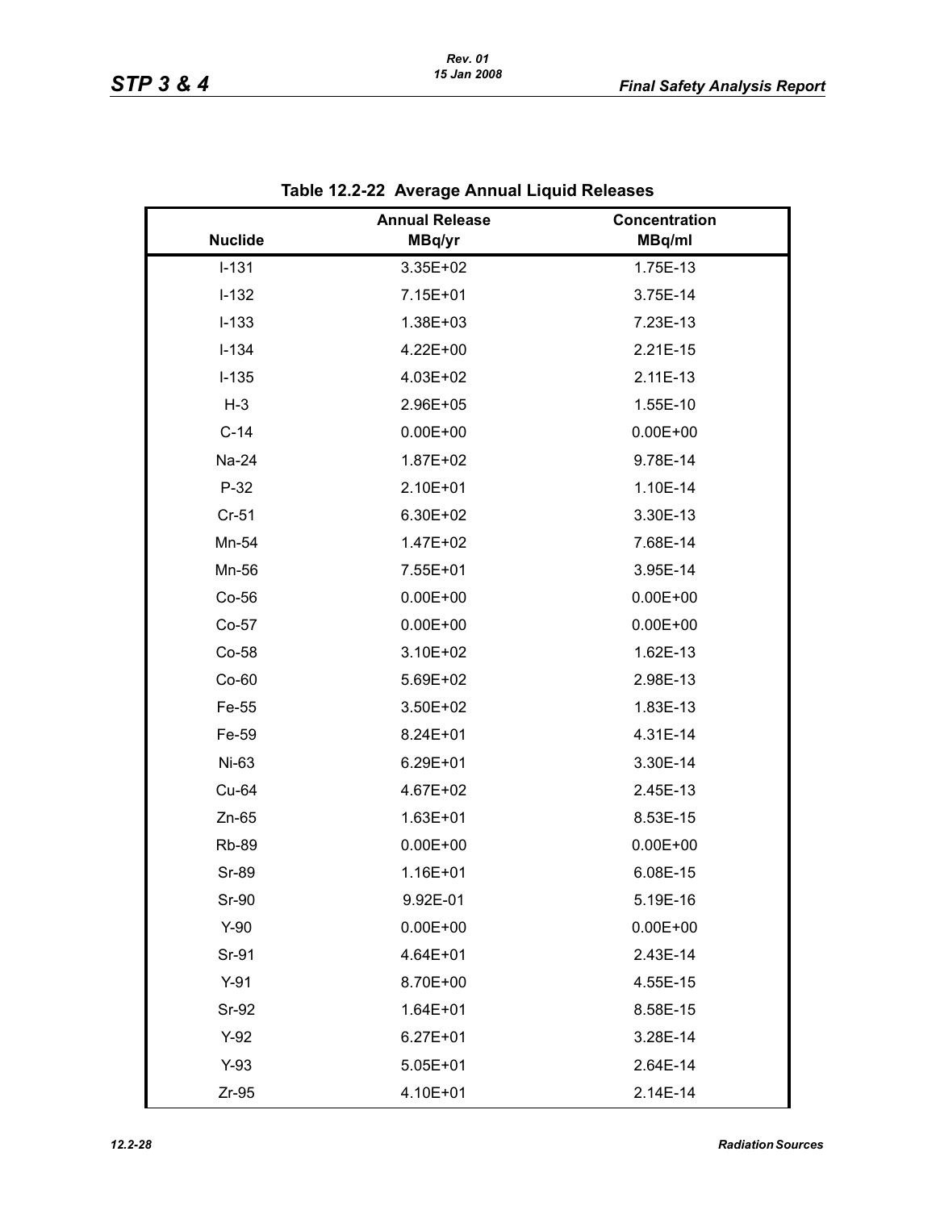**Table 12.2-22 Average Annual Liquid Releases**

| Nuclide | Annual Release MBq/yr | Concentration MBq/ml |
|---|---|---|
| I-131 | 3.35E+02 | 1.75E-13 |
| I-132 | 7.15E+01 | 3.75E-14 |
| I-133 | 1.38E+03 | 7.23E-13 |
| I-134 | 4.22E+00 | 2.21E-15 |
| I-135 | 4.03E+02 | 2.11E-13 |
| H-3 | 2.96E+05 | 1.55E-10 |
| C-14 | 0.00E+00 | 0.00E+00 |
| Na-24 | 1.87E+02 | 9.78E-14 |
| P-32 | 2.10E+01 | 1.10E-14 |
| Cr-51 | 6.30E+02 | 3.30E-13 |
| Mn-54 | 1.47E+02 | 7.68E-14 |
| Mn-56 | 7.55E+01 | 3.95E-14 |
| Co-56 | 0.00E+00 | 0.00E+00 |
| Co-57 | 0.00E+00 | 0.00E+00 |
| Co-58 | 3.10E+02 | 1.62E-13 |
| Co-60 | 5.69E+02 | 2.98E-13 |
| Fe-55 | 3.50E+02 | 1.83E-13 |
| Fe-59 | 8.24E+01 | 4.31E-14 |
| Ni-63 | 6.29E+01 | 3.30E-14 |
| Cu-64 | 4.67E+02 | 2.45E-13 |
| Zn-65 | 1.63E+01 | 8.53E-15 |
| Rb-89 | 0.00E+00 | 0.00E+00 |
| Sr-89 | 1.16E+01 | 6.08E-15 |
| Sr-90 | 9.92E-01 | 5.19E-16 |
| Y-90 | 0.00E+00 | 0.00E+00 |
| Sr-91 | 4.64E+01 | 2.43E-14 |
| Y-91 | 8.70E+00 | 4.55E-15 |
| Sr-92 | 1.64E+01 | 8.58E-15 |
| Y-92 | 6.27E+01 | 3.28E-14 |
| Y-93 | 5.05E+01 | 2.64E-14 |
| Zr-95 | 4.10E+01 | 2.14E-14 |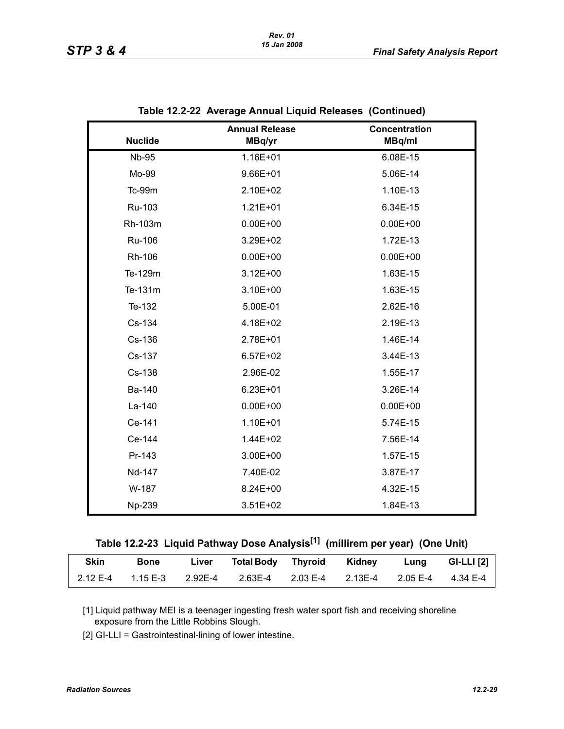## Table 12.2-22 Average Annual Liquid Releases (Continued)

| Nuclide | Annual Release MBq/yr | Concentration MBq/ml |
|---|---|---|
| Nb-95 | 1.16E+01 | 6.08E-15 |
| Mo-99 | 9.66E+01 | 5.06E-14 |
| Tc-99m | 2.10E+02 | 1.10E-13 |
| Ru-103 | 1.21E+01 | 6.34E-15 |
| Rh-103m | 0.00E+00 | 0.00E+00 |
| Ru-106 | 3.29E+02 | 1.72E-13 |
| Rh-106 | 0.00E+00 | 0.00E+00 |
| Te-129m | 3.12E+00 | 1.63E-15 |
| Te-131m | 3.10E+00 | 1.63E-15 |
| Te-132 | 5.00E-01 | 2.62E-16 |
| Cs-134 | 4.18E+02 | 2.19E-13 |
| Cs-136 | 2.78E+01 | 1.46E-14 |
| Cs-137 | 6.57E+02 | 3.44E-13 |
| Cs-138 | 2.96E-02 | 1.55E-17 |
| Ba-140 | 6.23E+01 | 3.26E-14 |
| La-140 | 0.00E+00 | 0.00E+00 |
| Ce-141 | 1.10E+01 | 5.74E-15 |
| Ce-144 | 1.44E+02 | 7.56E-14 |
| Pr-143 | 3.00E+00 | 1.57E-15 |
| Nd-147 | 7.40E-02 | 3.87E-17 |
| W-187 | 8.24E+00 | 4.32E-15 |
| Np-239 | 3.51E+02 | 1.84E-13 |

## Table 12.2-23 Liquid Pathway Dose Analysis[1] (millirem per year) (One Unit)

| Skin | Bone | Liver | Total Body | Thyroid | Kidney | Lung | GI-LLI [2] |
|---|---|---|---|---|---|---|---|
| 2.12 E-4 | 1.15 E-3 | 2.92E-4 | 2.63E-4 | 2.03 E-4 | 2.13E-4 | 2.05 E-4 | 4.34 E-4 |

[1] Liquid pathway MEI is a teenager ingesting fresh water sport fish and receiving shoreline exposure from the Little Robbins Slough.

[2] GI-LLI = Gastrointestinal-lining of lower intestine.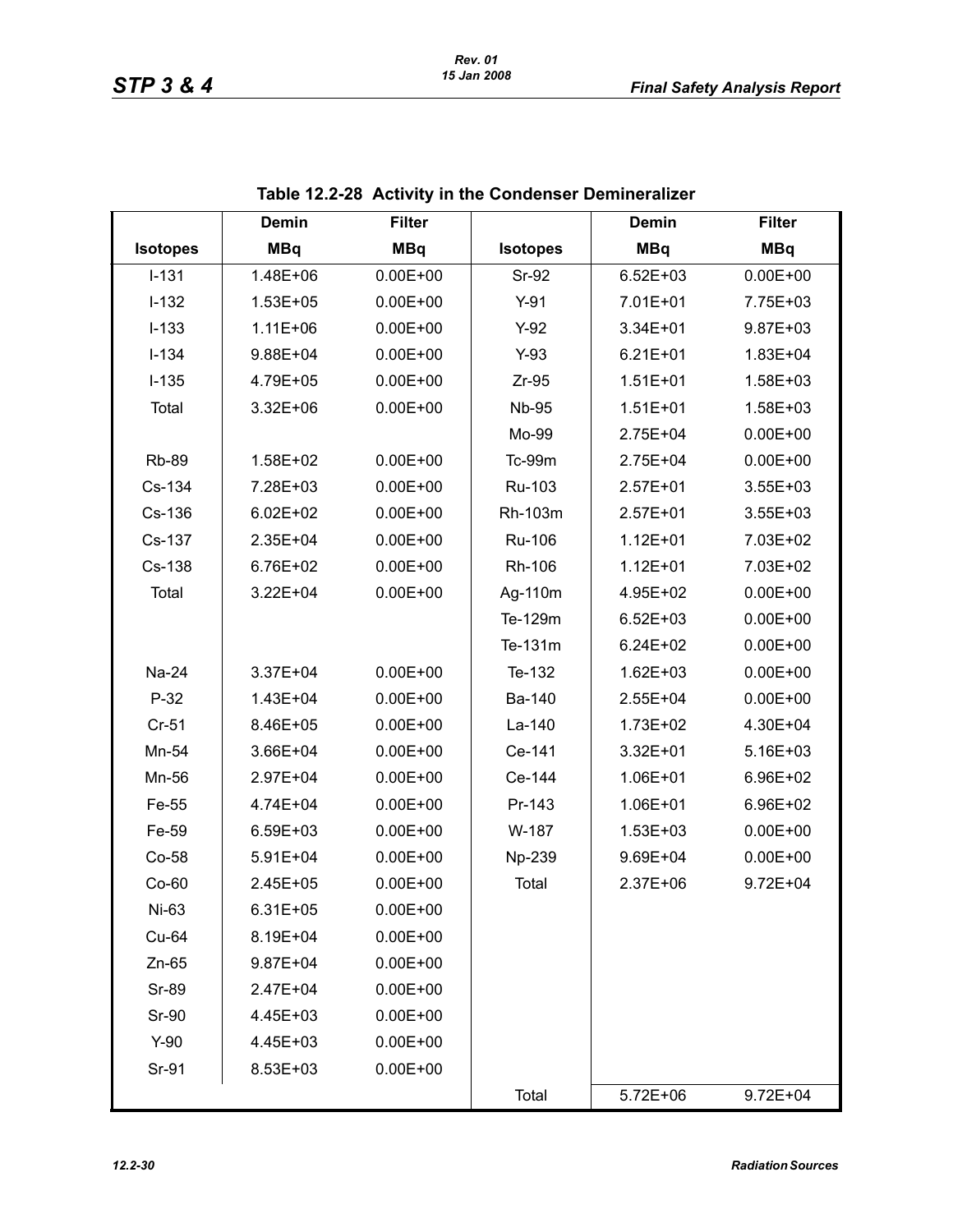**Table 12.2-28 Activity in the Condenser Demineralizer**

| Isotopes | Demin MBq | Filter MBq | Isotopes | Demin MBq | Filter MBq |
|---|---|---|---|---|---|
| I-131 | 1.48E+06 | 0.00E+00 | Sr-92 | 6.52E+03 | 0.00E+00 |
| I-132 | 1.53E+05 | 0.00E+00 | Y-91 | 7.01E+01 | 7.75E+03 |
| I-133 | 1.11E+06 | 0.00E+00 | Y-92 | 3.34E+01 | 9.87E+03 |
| I-134 | 9.88E+04 | 0.00E+00 | Y-93 | 6.21E+01 | 1.83E+04 |
| I-135 | 4.79E+05 | 0.00E+00 | Zr-95 | 1.51E+01 | 1.58E+03 |
| Total | 3.32E+06 | 0.00E+00 | Nb-95 | 1.51E+01 | 1.58E+03 |
| | | | Mo-99 | 2.75E+04 | 0.00E+00 |
| Rb-89 | 1.58E+02 | 0.00E+00 | Tc-99m | 2.75E+04 | 0.00E+00 |
| Cs-134 | 7.28E+03 | 0.00E+00 | Ru-103 | 2.57E+01 | 3.55E+03 |
| Cs-136 | 6.02E+02 | 0.00E+00 | Rh-103m | 2.57E+01 | 3.55E+03 |
| Cs-137 | 2.35E+04 | 0.00E+00 | Ru-106 | 1.12E+01 | 7.03E+02 |
| Cs-138 | 6.76E+02 | 0.00E+00 | Rh-106 | 1.12E+01 | 7.03E+02 |
| Total | 3.22E+04 | 0.00E+00 | Ag-110m | 4.95E+02 | 0.00E+00 |
| | | | Te-129m | 6.52E+03 | 0.00E+00 |
| | | | Te-131m | 6.24E+02 | 0.00E+00 |
| Na-24 | 3.37E+04 | 0.00E+00 | Te-132 | 1.62E+03 | 0.00E+00 |
| P-32 | 1.43E+04 | 0.00E+00 | Ba-140 | 2.55E+04 | 0.00E+00 |
| Cr-51 | 8.46E+05 | 0.00E+00 | La-140 | 1.73E+02 | 4.30E+04 |
| Mn-54 | 3.66E+04 | 0.00E+00 | Ce-141 | 3.32E+01 | 5.16E+03 |
| Mn-56 | 2.97E+04 | 0.00E+00 | Ce-144 | 1.06E+01 | 6.96E+02 |
| Fe-55 | 4.74E+04 | 0.00E+00 | Pr-143 | 1.06E+01 | 6.96E+02 |
| Fe-59 | 6.59E+03 | 0.00E+00 | W-187 | 1.53E+03 | 0.00E+00 |
| Co-58 | 5.91E+04 | 0.00E+00 | Np-239 | 9.69E+04 | 0.00E+00 |
| Co-60 | 2.45E+05 | 0.00E+00 | Total | 2.37E+06 | 9.72E+04 |
| Ni-63 | 6.31E+05 | 0.00E+00 | | | |
| Cu-64 | 8.19E+04 | 0.00E+00 | | | |
| Zn-65 | 9.87E+04 | 0.00E+00 | | | |
| Sr-89 | 2.47E+04 | 0.00E+00 | | | |
| Sr-90 | 4.45E+03 | 0.00E+00 | | | |
| Y-90 | 4.45E+03 | 0.00E+00 | | | |
| Sr-91 | 8.53E+03 | 0.00E+00 | | | |
| | | | Total | 5.72E+06 | 9.72E+04 |